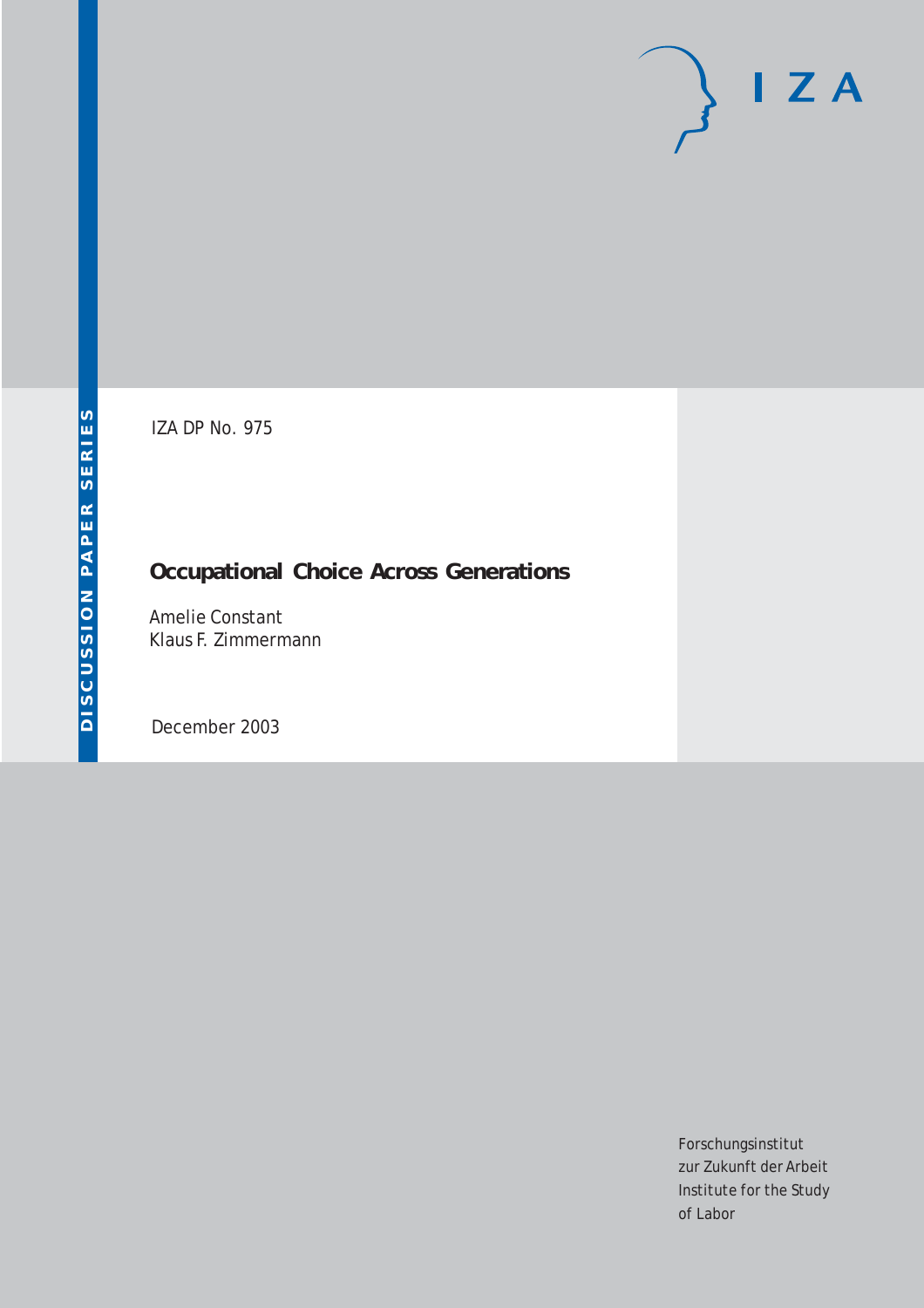DISCUSSION PAPER SERIES

IZA

IZA DP No. 975

# Occupational Choice Across Generations

Amelie Constant
Klaus F. Zimmermann

December 2003

Forschungsinstitut
zur Zukunft der Arbeit
Institute for the Study
of Labor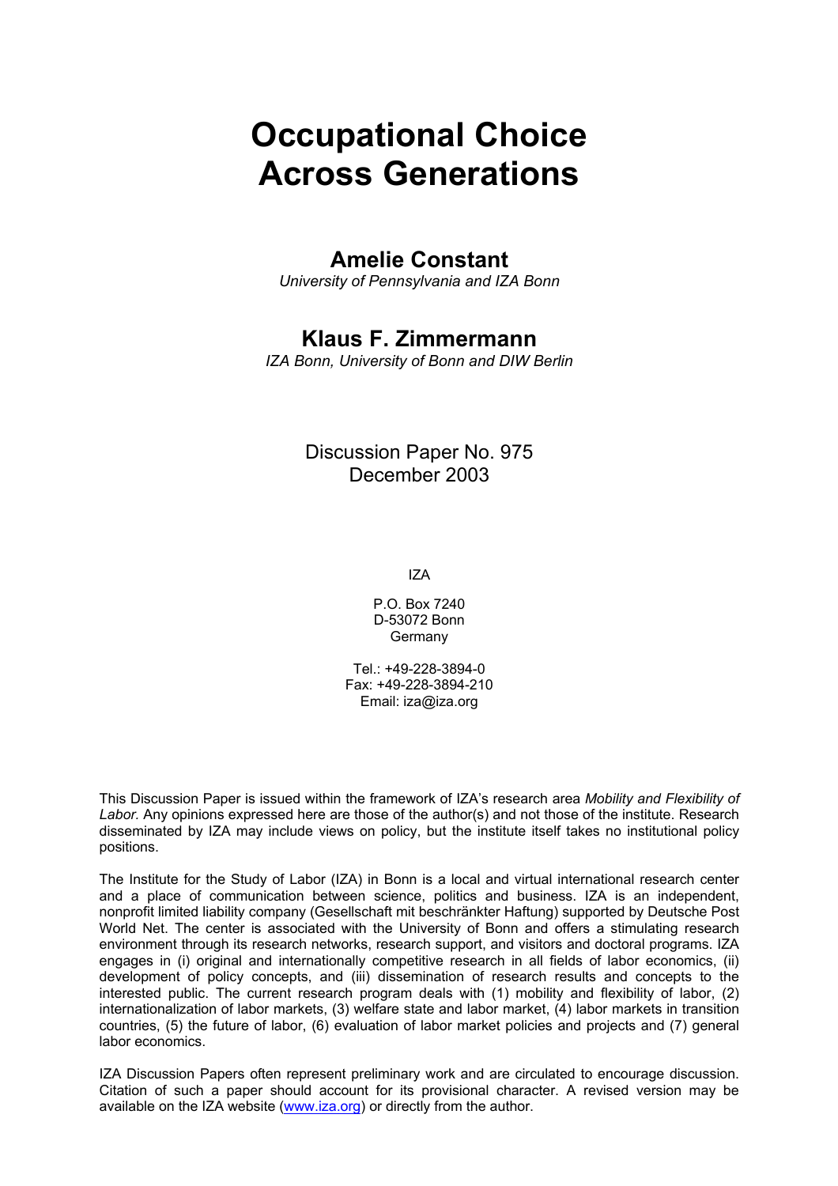# Occupational Choice Across Generations

## Amelie Constant

*University of Pennsylvania and IZA Bonn*

## Klaus F. Zimmermann

*IZA Bonn, University of Bonn and DIW Berlin*

Discussion Paper No. 975
December 2003

IZA

P.O. Box 7240
D-53072 Bonn
Germany

Tel.: +49-228-3894-0
Fax: +49-228-3894-210
Email: iza@iza.org

This Discussion Paper is issued within the framework of IZA's research area *Mobility and Flexibility of Labor.* Any opinions expressed here are those of the author(s) and not those of the institute. Research disseminated by IZA may include views on policy, but the institute itself takes no institutional policy positions.

The Institute for the Study of Labor (IZA) in Bonn is a local and virtual international research center and a place of communication between science, politics and business. IZA is an independent, nonprofit limited liability company (Gesellschaft mit beschränkter Haftung) supported by Deutsche Post World Net. The center is associated with the University of Bonn and offers a stimulating research environment through its research networks, research support, and visitors and doctoral programs. IZA engages in (i) original and internationally competitive research in all fields of labor economics, (ii) development of policy concepts, and (iii) dissemination of research results and concepts to the interested public. The current research program deals with (1) mobility and flexibility of labor, (2) internationalization of labor markets, (3) welfare state and labor market, (4) labor markets in transition countries, (5) the future of labor, (6) evaluation of labor market policies and projects and (7) general labor economics.

IZA Discussion Papers often represent preliminary work and are circulated to encourage discussion. Citation of such a paper should account for its provisional character. A revised version may be available on the IZA website (www.iza.org) or directly from the author.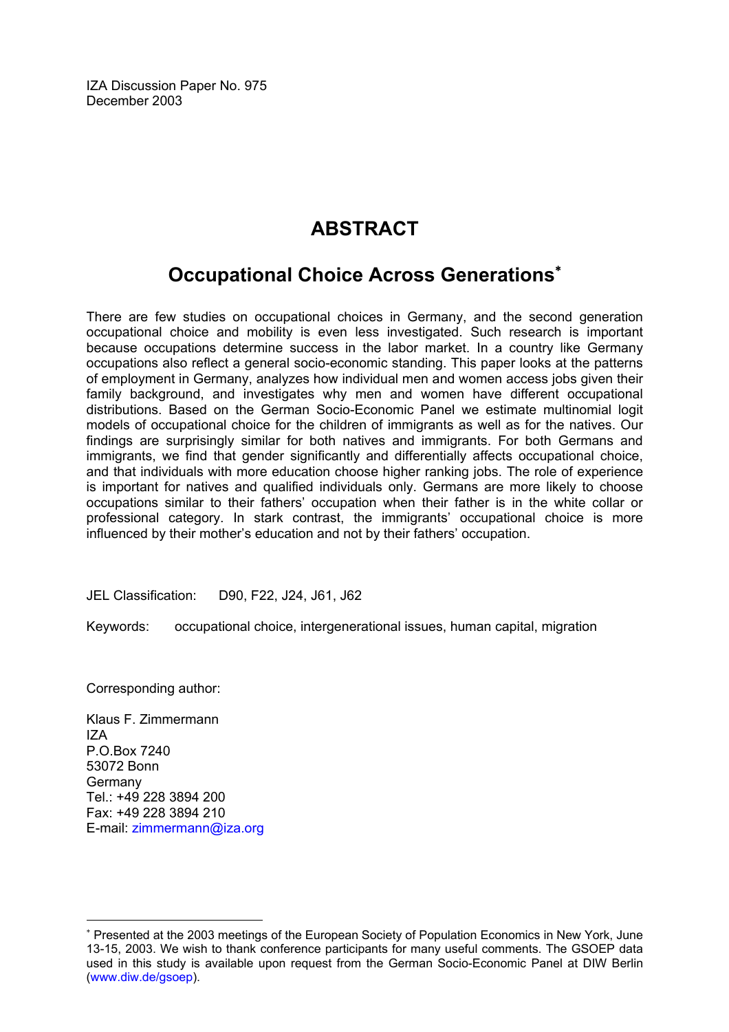IZA Discussion Paper No. 975
December 2003

# ABSTRACT

## Occupational Choice Across Generations*

There are few studies on occupational choices in Germany, and the second generation occupational choice and mobility is even less investigated. Such research is important because occupations determine success in the labor market. In a country like Germany occupations also reflect a general socio-economic standing. This paper looks at the patterns of employment in Germany, analyzes how individual men and women access jobs given their family background, and investigates why men and women have different occupational distributions. Based on the German Socio-Economic Panel we estimate multinomial logit models of occupational choice for the children of immigrants as well as for the natives. Our findings are surprisingly similar for both natives and immigrants. For both Germans and immigrants, we find that gender significantly and differentially affects occupational choice, and that individuals with more education choose higher ranking jobs. The role of experience is important for natives and qualified individuals only. Germans are more likely to choose occupations similar to their fathers' occupation when their father is in the white collar or professional category. In stark contrast, the immigrants' occupational choice is more influenced by their mother's education and not by their fathers' occupation.

JEL Classification: D90, F22, J24, J61, J62

Keywords: occupational choice, intergenerational issues, human capital, migration

Corresponding author:

Klaus F. Zimmermann
IZA
P.O.Box 7240
53072 Bonn
Germany
Tel.: +49 228 3894 200
Fax: +49 228 3894 210
E-mail: zimmermann@iza.org

---

* Presented at the 2003 meetings of the European Society of Population Economics in New York, June 13-15, 2003. We wish to thank conference participants for many useful comments. The GSOEP data used in this study is available upon request from the German Socio-Economic Panel at DIW Berlin (www.diw.de/gsoep).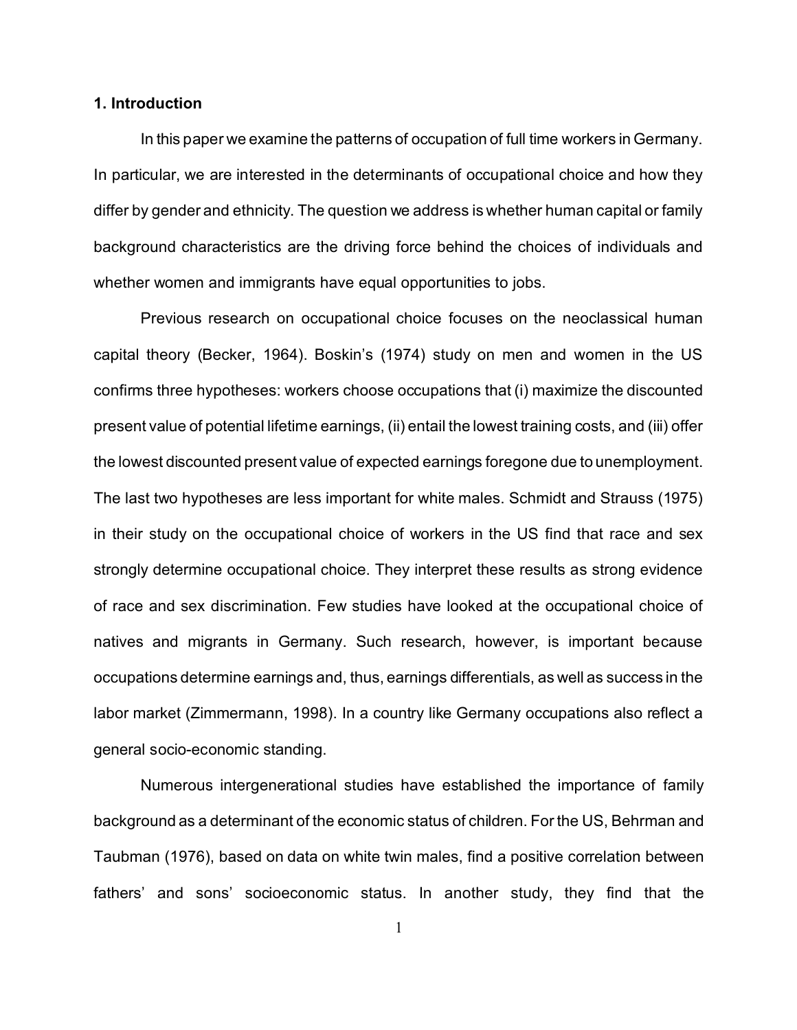## 1. Introduction

In this paper we examine the patterns of occupation of full time workers in Germany. In particular, we are interested in the determinants of occupational choice and how they differ by gender and ethnicity. The question we address is whether human capital or family background characteristics are the driving force behind the choices of individuals and whether women and immigrants have equal opportunities to jobs.

Previous research on occupational choice focuses on the neoclassical human capital theory (Becker, 1964). Boskin's (1974) study on men and women in the US confirms three hypotheses: workers choose occupations that (i) maximize the discounted present value of potential lifetime earnings, (ii) entail the lowest training costs, and (iii) offer the lowest discounted present value of expected earnings foregone due to unemployment. The last two hypotheses are less important for white males. Schmidt and Strauss (1975) in their study on the occupational choice of workers in the US find that race and sex strongly determine occupational choice. They interpret these results as strong evidence of race and sex discrimination. Few studies have looked at the occupational choice of natives and migrants in Germany. Such research, however, is important because occupations determine earnings and, thus, earnings differentials, as well as success in the labor market (Zimmermann, 1998). In a country like Germany occupations also reflect a general socio-economic standing.

Numerous intergenerational studies have established the importance of family background as a determinant of the economic status of children. For the US, Behrman and Taubman (1976), based on data on white twin males, find a positive correlation between fathers' and sons' socioeconomic status. In another study, they find that the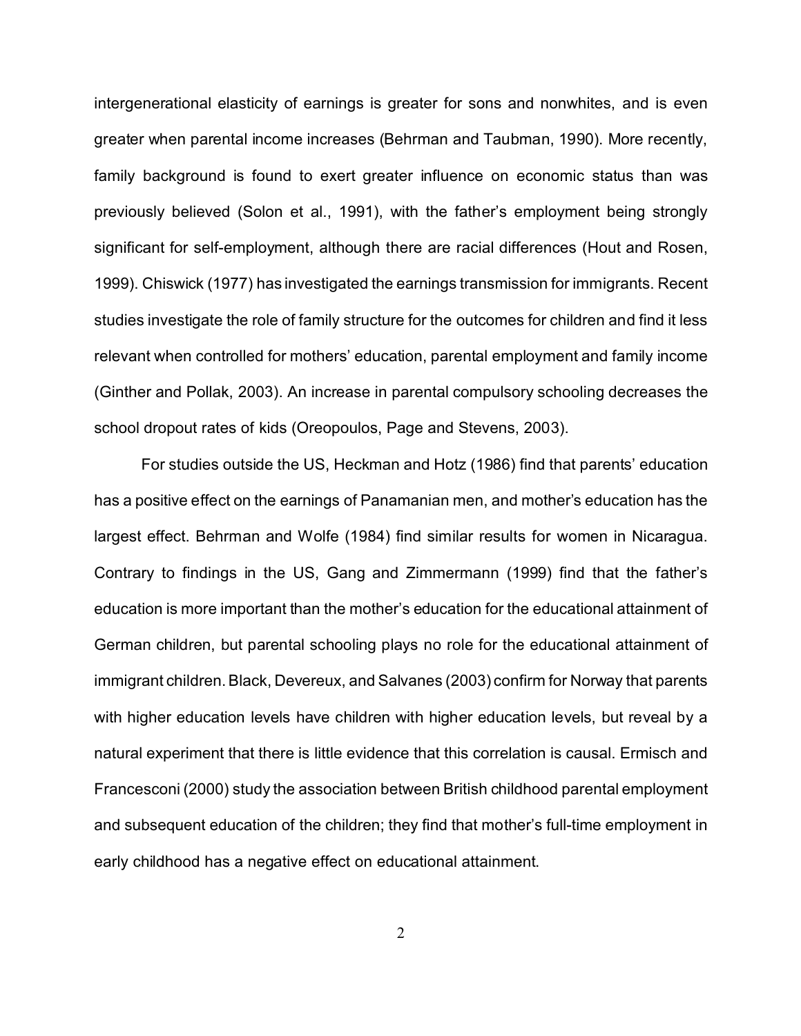intergenerational elasticity of earnings is greater for sons and nonwhites, and is even greater when parental income increases (Behrman and Taubman, 1990). More recently, family background is found to exert greater influence on economic status than was previously believed (Solon et al., 1991), with the father's employment being strongly significant for self-employment, although there are racial differences (Hout and Rosen, 1999). Chiswick (1977) has investigated the earnings transmission for immigrants. Recent studies investigate the role of family structure for the outcomes for children and find it less relevant when controlled for mothers' education, parental employment and family income (Ginther and Pollak, 2003). An increase in parental compulsory schooling decreases the school dropout rates of kids (Oreopoulos, Page and Stevens, 2003).

For studies outside the US, Heckman and Hotz (1986) find that parents' education has a positive effect on the earnings of Panamanian men, and mother's education has the largest effect. Behrman and Wolfe (1984) find similar results for women in Nicaragua. Contrary to findings in the US, Gang and Zimmermann (1999) find that the father's education is more important than the mother's education for the educational attainment of German children, but parental schooling plays no role for the educational attainment of immigrant children. Black, Devereux, and Salvanes (2003) confirm for Norway that parents with higher education levels have children with higher education levels, but reveal by a natural experiment that there is little evidence that this correlation is causal. Ermisch and Francesconi (2000) study the association between British childhood parental employment and subsequent education of the children; they find that mother's full-time employment in early childhood has a negative effect on educational attainment.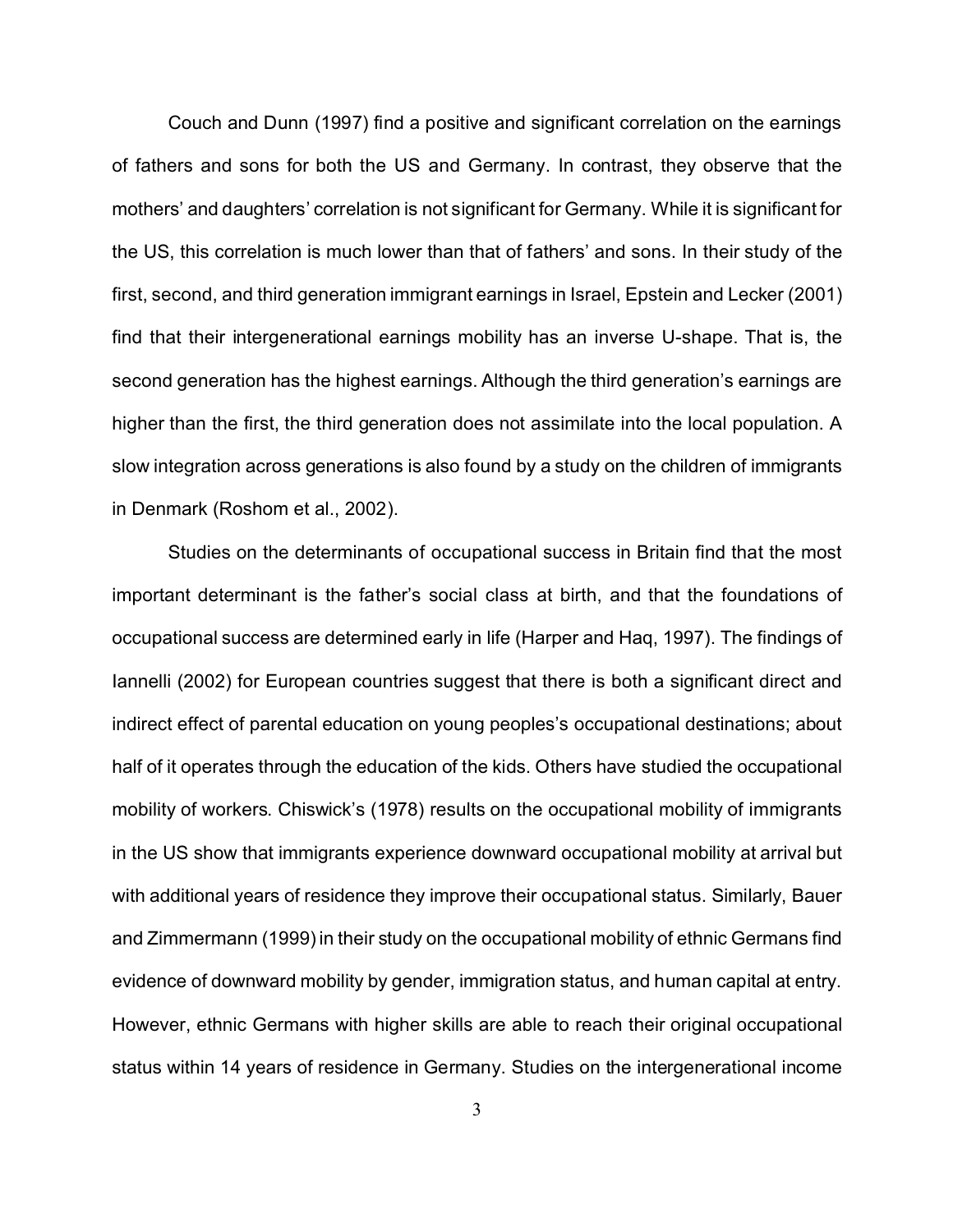Couch and Dunn (1997) find a positive and significant correlation on the earnings of fathers and sons for both the US and Germany. In contrast, they observe that the mothers' and daughters' correlation is not significant for Germany. While it is significant for the US, this correlation is much lower than that of fathers' and sons. In their study of the first, second, and third generation immigrant earnings in Israel, Epstein and Lecker (2001) find that their intergenerational earnings mobility has an inverse U-shape. That is, the second generation has the highest earnings. Although the third generation's earnings are higher than the first, the third generation does not assimilate into the local population. A slow integration across generations is also found by a study on the children of immigrants in Denmark (Roshom et al., 2002).

Studies on the determinants of occupational success in Britain find that the most important determinant is the father's social class at birth, and that the foundations of occupational success are determined early in life (Harper and Haq, 1997). The findings of Iannelli (2002) for European countries suggest that there is both a significant direct and indirect effect of parental education on young peoples's occupational destinations; about half of it operates through the education of the kids. Others have studied the occupational mobility of workers. Chiswick's (1978) results on the occupational mobility of immigrants in the US show that immigrants experience downward occupational mobility at arrival but with additional years of residence they improve their occupational status. Similarly, Bauer and Zimmermann (1999) in their study on the occupational mobility of ethnic Germans find evidence of downward mobility by gender, immigration status, and human capital at entry. However, ethnic Germans with higher skills are able to reach their original occupational status within 14 years of residence in Germany. Studies on the intergenerational income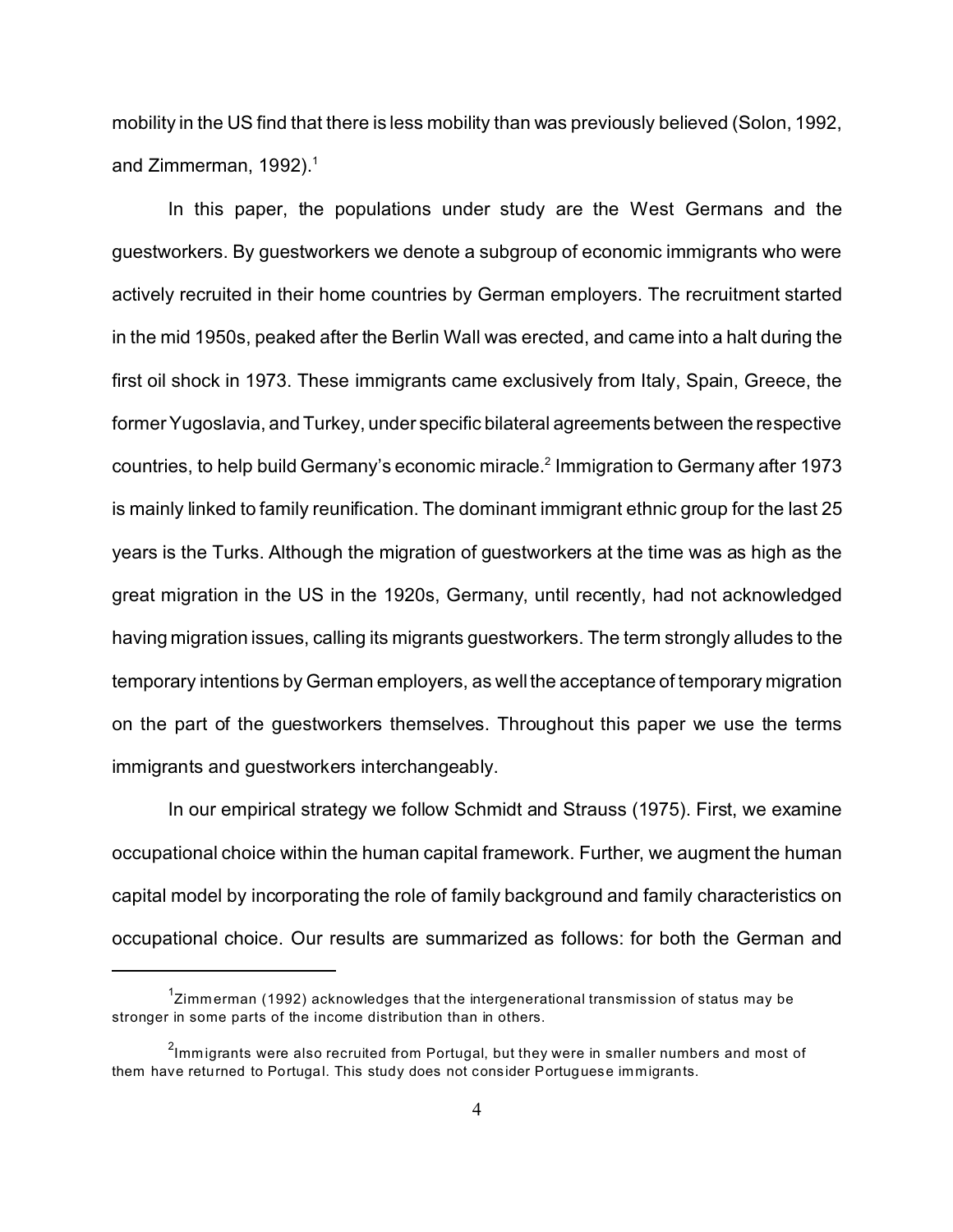mobility in the US find that there is less mobility than was previously believed (Solon, 1992, and Zimmerman, 1992).[1]

In this paper, the populations under study are the West Germans and the guestworkers. By guestworkers we denote a subgroup of economic immigrants who were actively recruited in their home countries by German employers. The recruitment started in the mid 1950s, peaked after the Berlin Wall was erected, and came into a halt during the first oil shock in 1973. These immigrants came exclusively from Italy, Spain, Greece, the former Yugoslavia, and Turkey, under specific bilateral agreements between the respective countries, to help build Germany's economic miracle.[2] Immigration to Germany after 1973 is mainly linked to family reunification. The dominant immigrant ethnic group for the last 25 years is the Turks. Although the migration of guestworkers at the time was as high as the great migration in the US in the 1920s, Germany, until recently, had not acknowledged having migration issues, calling its migrants guestworkers. The term strongly alludes to the temporary intentions by German employers, as well the acceptance of temporary migration on the part of the guestworkers themselves. Throughout this paper we use the terms immigrants and guestworkers interchangeably.

In our empirical strategy we follow Schmidt and Strauss (1975). First, we examine occupational choice within the human capital framework. Further, we augment the human capital model by incorporating the role of family background and family characteristics on occupational choice. Our results are summarized as follows: for both the German and

---

[1] Zimmerman (1992) acknowledges that the intergenerational transmission of status may be stronger in some parts of the income distribution than in others.

[2] Immigrants were also recruited from Portugal, but they were in smaller numbers and most of them have returned to Portugal. This study does not consider Portuguese immigrants.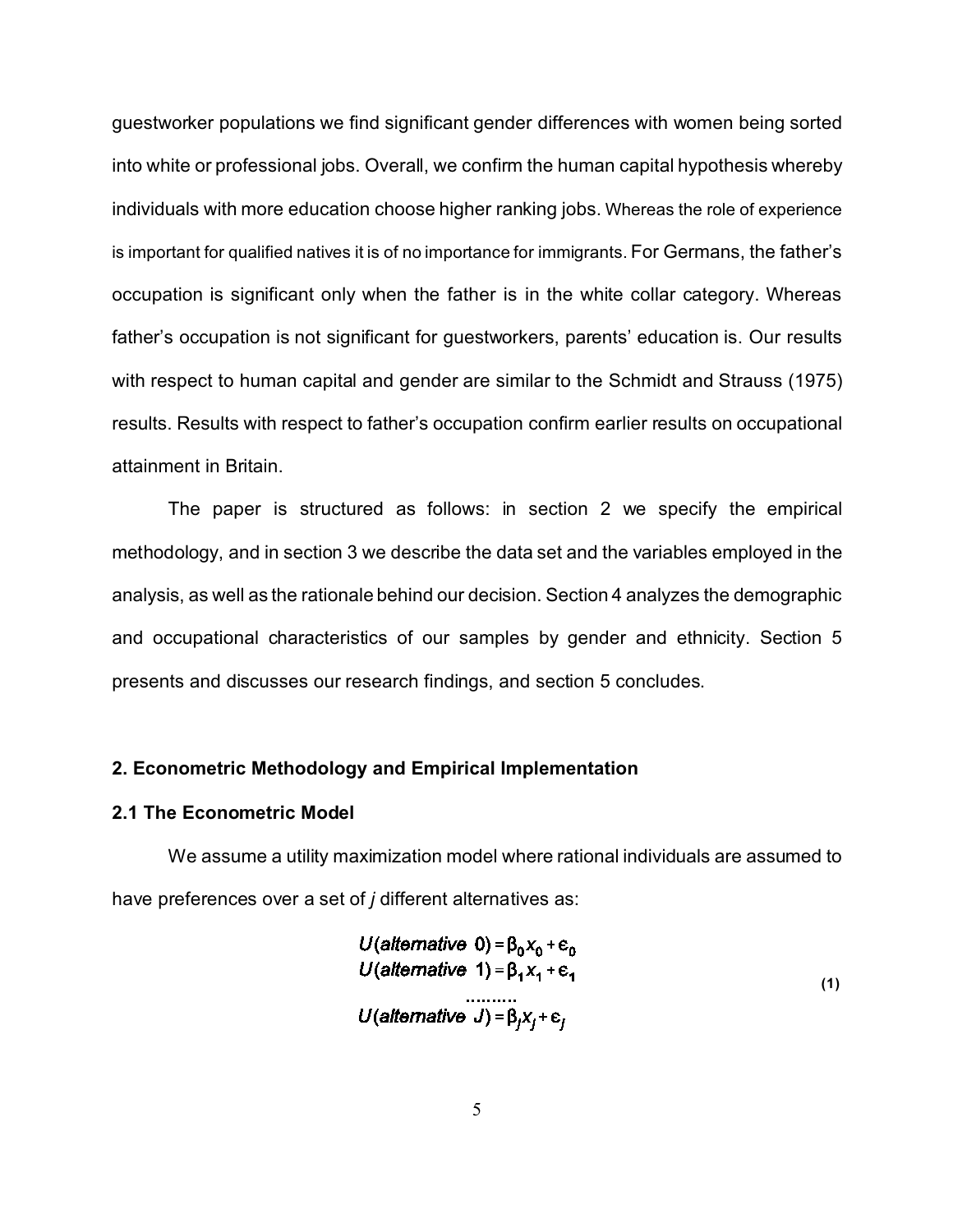guestworker populations we find significant gender differences with women being sorted into white or professional jobs. Overall, we confirm the human capital hypothesis whereby individuals with more education choose higher ranking jobs. Whereas the role of experience is important for qualified natives it is of no importance for immigrants. For Germans, the father's occupation is significant only when the father is in the white collar category. Whereas father's occupation is not significant for guestworkers, parents' education is. Our results with respect to human capital and gender are similar to the Schmidt and Strauss (1975) results. Results with respect to father's occupation confirm earlier results on occupational attainment in Britain.

The paper is structured as follows: in section 2 we specify the empirical methodology, and in section 3 we describe the data set and the variables employed in the analysis, as well as the rationale behind our decision. Section 4 analyzes the demographic and occupational characteristics of our samples by gender and ethnicity. Section 5 presents and discusses our research findings, and section 5 concludes.

## 2. Econometric Methodology and Empirical Implementation

### 2.1 The Econometric Model

We assume a utility maximization model where rational individuals are assumed to have preferences over a set of *j* different alternatives as:

$$
\begin{aligned}
U(\textit{alternative } 0) &= \beta_0 x_0 + \epsilon_0 \\
U(\textit{alternative } 1) &= \beta_1 x_1 + \epsilon_1 \\
&\dots\dots\dots \\
U(\textit{alternative } J) &= \beta_J x_J + \epsilon_J
\end{aligned}
\qquad (1)
$$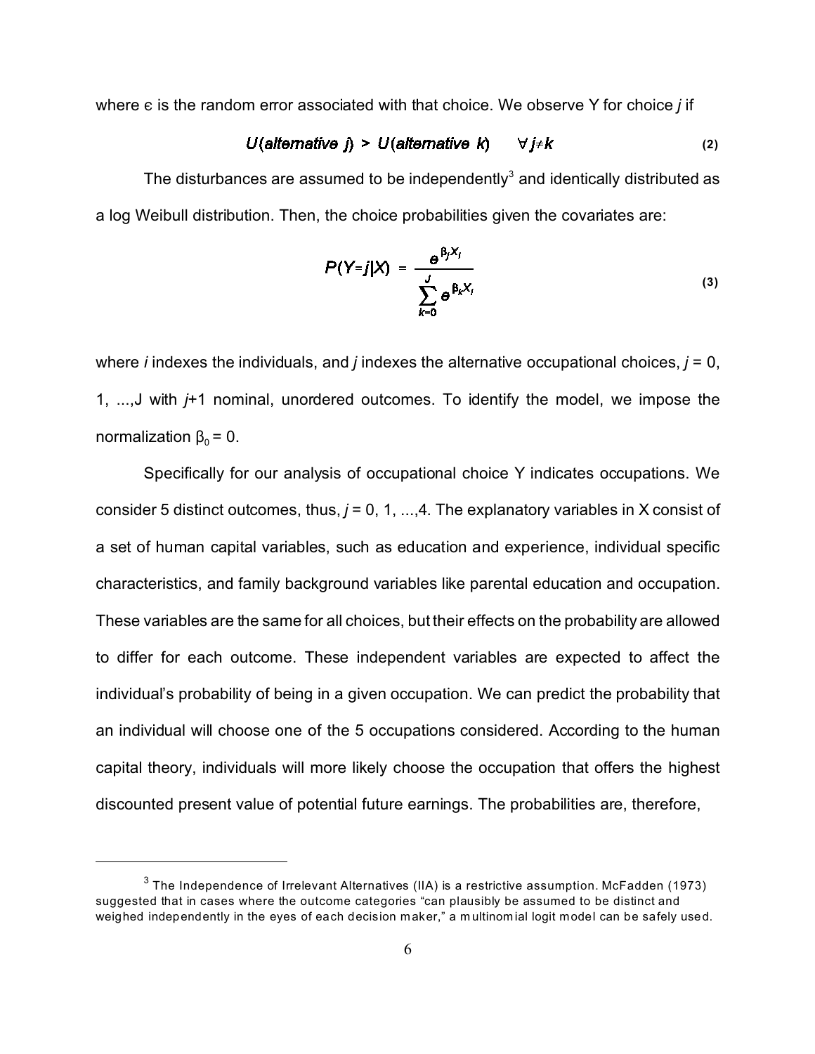where ϵ is the random error associated with that choice. We observe Y for choice *j* if

$$U(alternative\ j) > U(alternative\ k) \qquad \forall j \neq k \tag{2}$$

The disturbances are assumed to be independently[3] and identically distributed as a log Weibull distribution. Then, the choice probabilities given the covariates are:

$$P(Y=j|X) = \frac{e^{\beta_j X_i}}{\sum_{k=0}^{J} e^{\beta_k X_i}} \tag{3}$$

where *i* indexes the individuals, and *j* indexes the alternative occupational choices, *j* = 0, 1, ...,J with *j*+1 nominal, unordered outcomes. To identify the model, we impose the normalization $\beta_0 = 0$.

Specifically for our analysis of occupational choice Y indicates occupations. We consider 5 distinct outcomes, thus, *j* = 0, 1, ...,4. The explanatory variables in X consist of a set of human capital variables, such as education and experience, individual specific characteristics, and family background variables like parental education and occupation. These variables are the same for all choices, but their effects on the probability are allowed to differ for each outcome. These independent variables are expected to affect the individual's probability of being in a given occupation. We can predict the probability that an individual will choose one of the 5 occupations considered. According to the human capital theory, individuals will more likely choose the occupation that offers the highest discounted present value of potential future earnings. The probabilities are, therefore,

---

[3] The Independence of Irrelevant Alternatives (IIA) is a restrictive assumption. McFadden (1973) suggested that in cases where the outcome categories "can plausibly be assumed to be distinct and weighed independently in the eyes of each decision maker," a multinomial logit model can be safely used.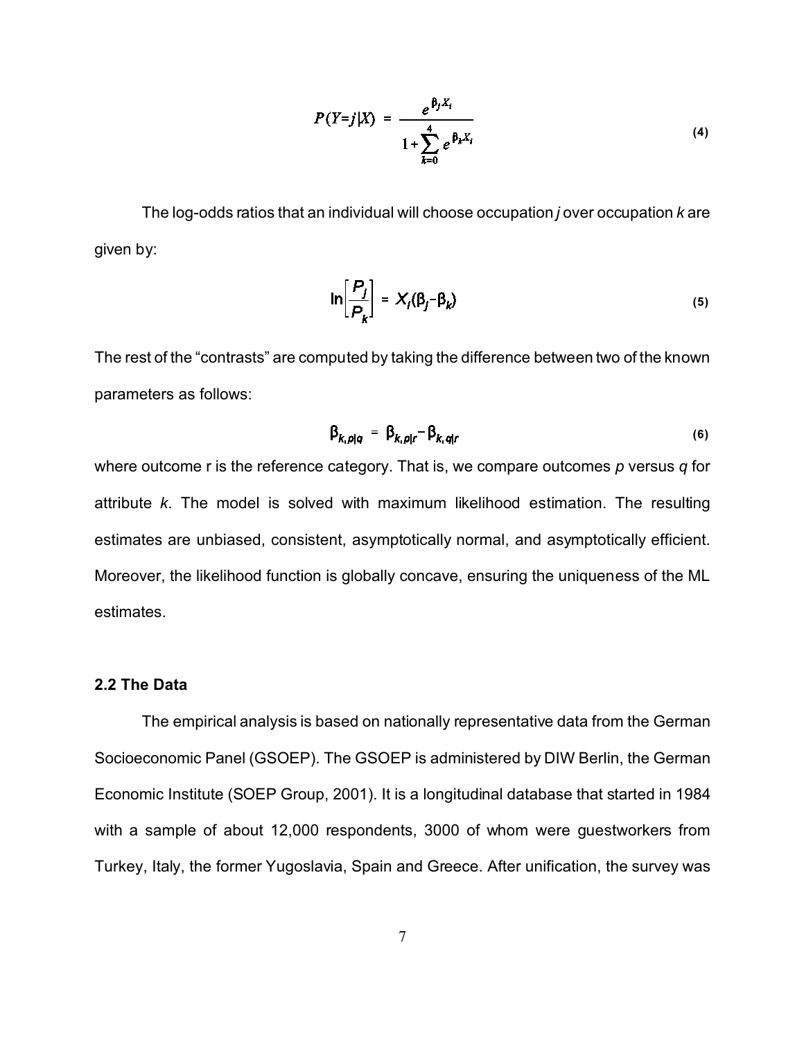$$P(Y=j|X) = \frac{e^{\beta_j X_i}}{1 + \sum_{k=0}^{4} e^{\beta_k X_i}} \tag{4}$$

The log-odds ratios that an individual will choose occupation *j* over occupation *k* are given by:

$$\ln\left[\frac{P_j}{P_k}\right] = X_i(\beta_j - \beta_k) \tag{5}$$

The rest of the "contrasts" are computed by taking the difference between two of the known parameters as follows:

$$\beta_{k,p|q} = \beta_{k,p|r} - \beta_{k,q|r} \tag{6}$$

where outcome r is the reference category. That is, we compare outcomes *p* versus *q* for attribute *k*. The model is solved with maximum likelihood estimation. The resulting estimates are unbiased, consistent, asymptotically normal, and asymptotically efficient. Moreover, the likelihood function is globally concave, ensuring the uniqueness of the ML estimates.

### 2.2 The Data

The empirical analysis is based on nationally representative data from the German Socioeconomic Panel (GSOEP). The GSOEP is administered by DIW Berlin, the German Economic Institute (SOEP Group, 2001). It is a longitudinal database that started in 1984 with a sample of about 12,000 respondents, 3000 of whom were guestworkers from Turkey, Italy, the former Yugoslavia, Spain and Greece. After unification, the survey was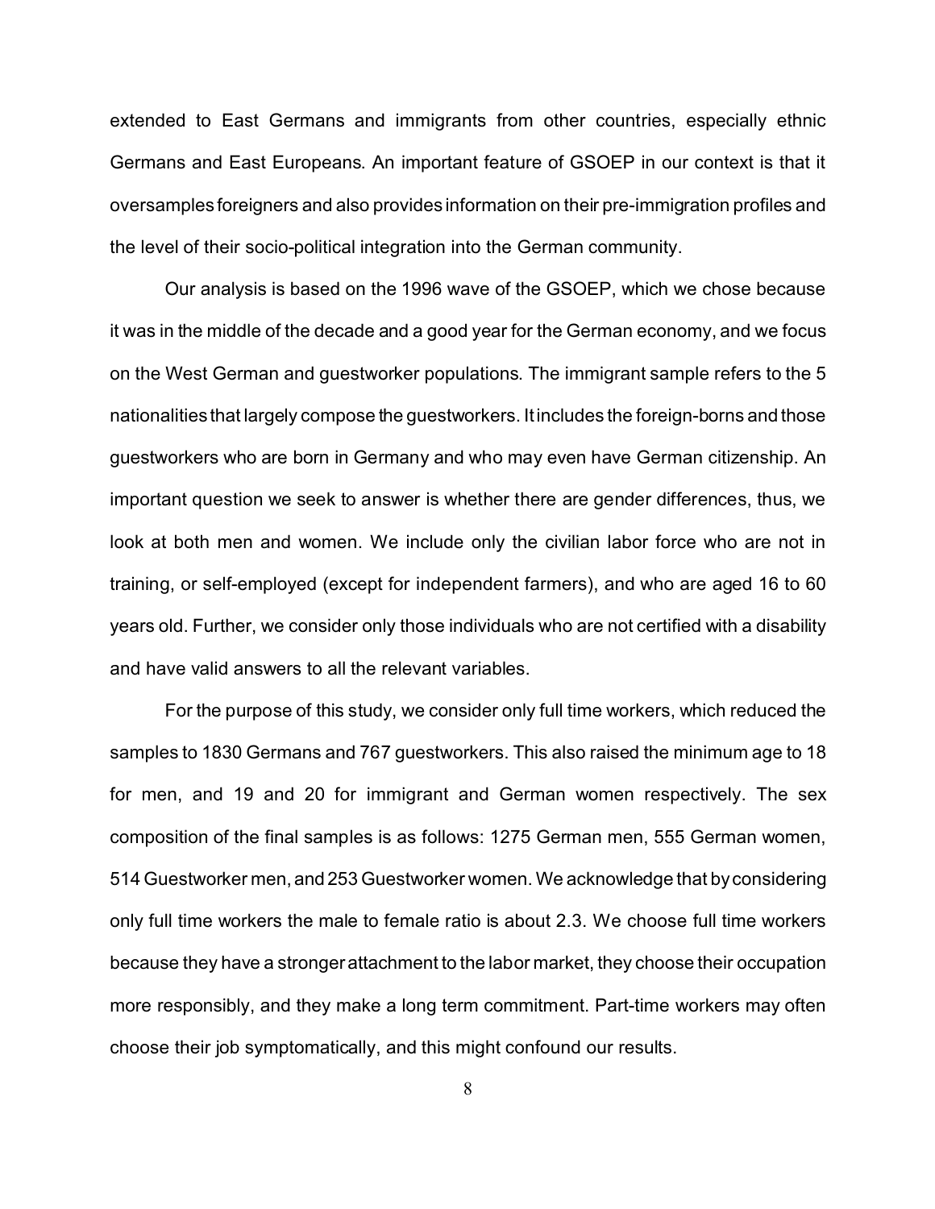extended to East Germans and immigrants from other countries, especially ethnic Germans and East Europeans. An important feature of GSOEP in our context is that it oversamples foreigners and also provides information on their pre-immigration profiles and the level of their socio-political integration into the German community.

Our analysis is based on the 1996 wave of the GSOEP, which we chose because it was in the middle of the decade and a good year for the German economy, and we focus on the West German and guestworker populations. The immigrant sample refers to the 5 nationalities that largely compose the guestworkers. It includes the foreign-borns and those guestworkers who are born in Germany and who may even have German citizenship. An important question we seek to answer is whether there are gender differences, thus, we look at both men and women. We include only the civilian labor force who are not in training, or self-employed (except for independent farmers), and who are aged 16 to 60 years old. Further, we consider only those individuals who are not certified with a disability and have valid answers to all the relevant variables.

For the purpose of this study, we consider only full time workers, which reduced the samples to 1830 Germans and 767 guestworkers. This also raised the minimum age to 18 for men, and 19 and 20 for immigrant and German women respectively. The sex composition of the final samples is as follows: 1275 German men, 555 German women, 514 Guestworker men, and 253 Guestworker women. We acknowledge that by considering only full time workers the male to female ratio is about 2.3. We choose full time workers because they have a stronger attachment to the labor market, they choose their occupation more responsibly, and they make a long term commitment. Part-time workers may often choose their job symptomatically, and this might confound our results.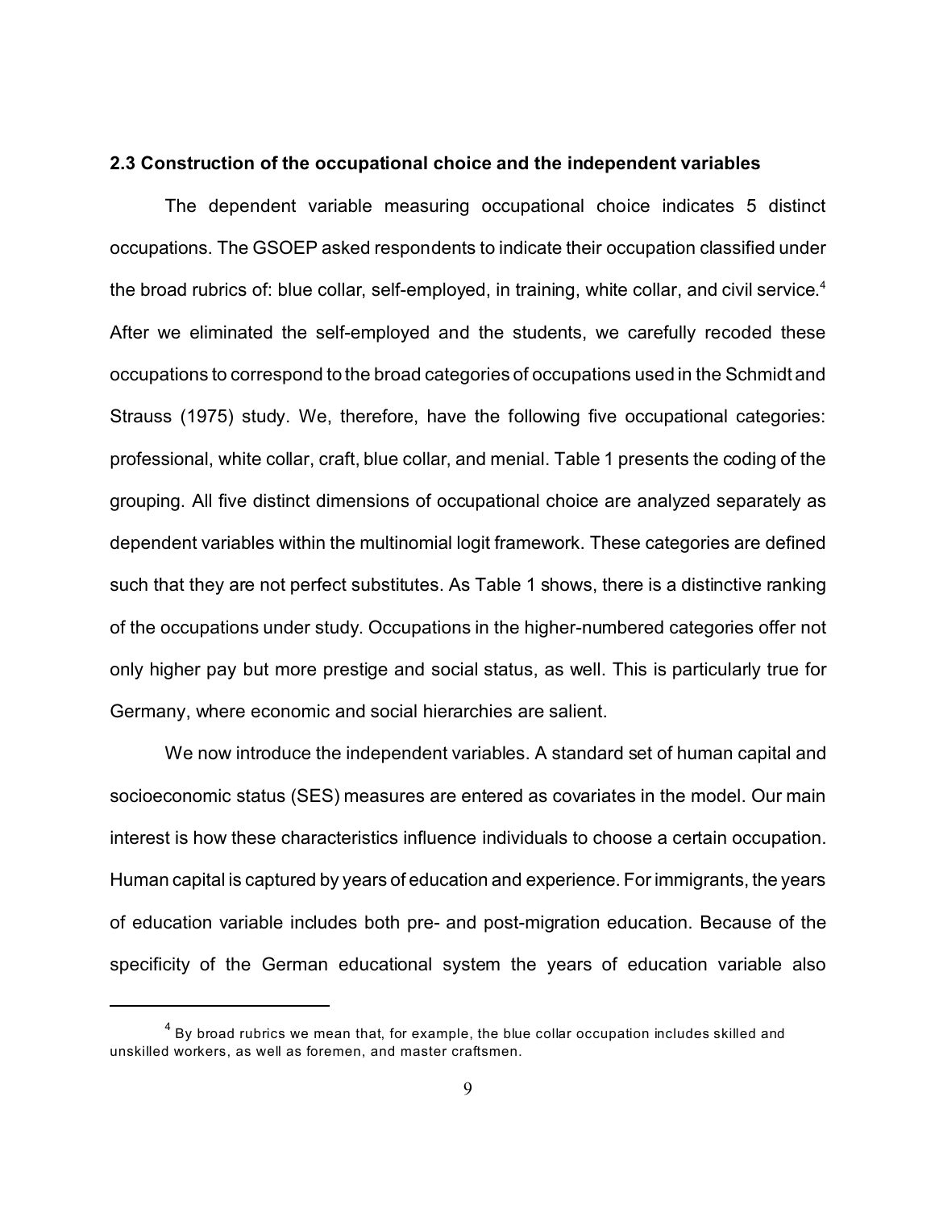### 2.3 Construction of the occupational choice and the independent variables

The dependent variable measuring occupational choice indicates 5 distinct occupations. The GSOEP asked respondents to indicate their occupation classified under the broad rubrics of: blue collar, self-employed, in training, white collar, and civil service.[4] After we eliminated the self-employed and the students, we carefully recoded these occupations to correspond to the broad categories of occupations used in the Schmidt and Strauss (1975) study. We, therefore, have the following five occupational categories: professional, white collar, craft, blue collar, and menial. Table 1 presents the coding of the grouping. All five distinct dimensions of occupational choice are analyzed separately as dependent variables within the multinomial logit framework. These categories are defined such that they are not perfect substitutes. As Table 1 shows, there is a distinctive ranking of the occupations under study. Occupations in the higher-numbered categories offer not only higher pay but more prestige and social status, as well. This is particularly true for Germany, where economic and social hierarchies are salient.

We now introduce the independent variables. A standard set of human capital and socioeconomic status (SES) measures are entered as covariates in the model. Our main interest is how these characteristics influence individuals to choose a certain occupation. Human capital is captured by years of education and experience. For immigrants, the years of education variable includes both pre- and post-migration education. Because of the specificity of the German educational system the years of education variable also

---

[4] By broad rubrics we mean that, for example, the blue collar occupation includes skilled and unskilled workers, as well as foremen, and master craftsmen.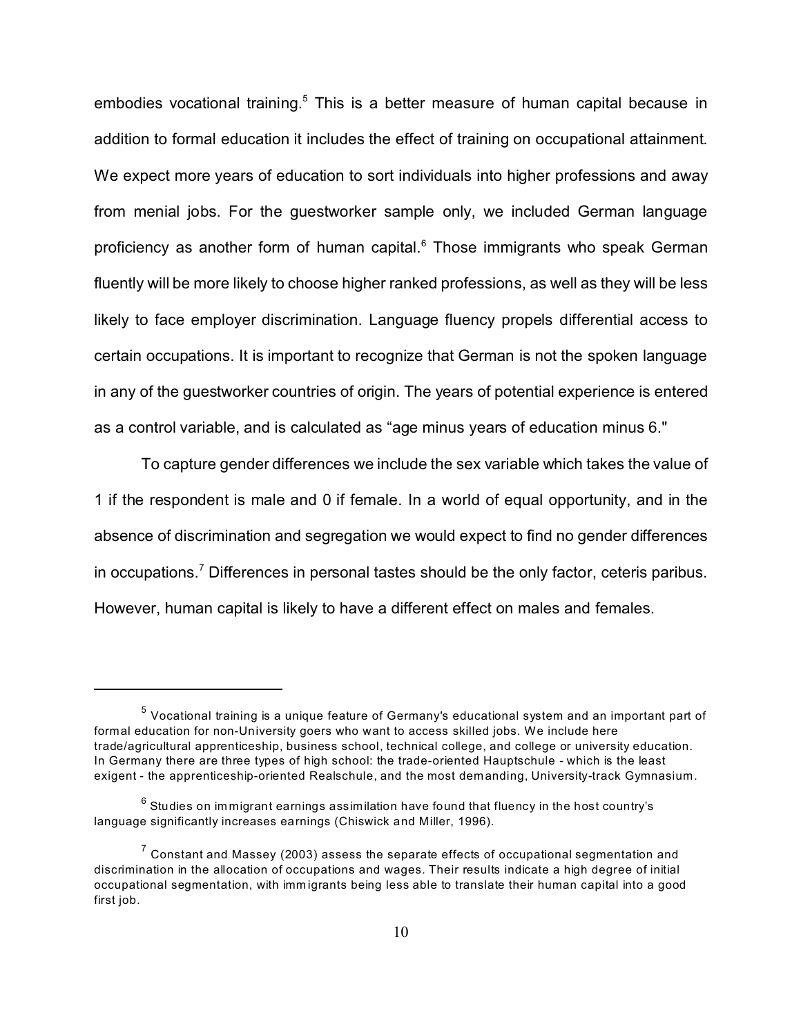embodies vocational training.[5] This is a better measure of human capital because in addition to formal education it includes the effect of training on occupational attainment. We expect more years of education to sort individuals into higher professions and away from menial jobs. For the guestworker sample only, we included German language proficiency as another form of human capital.[6] Those immigrants who speak German fluently will be more likely to choose higher ranked professions, as well as they will be less likely to face employer discrimination. Language fluency propels differential access to certain occupations. It is important to recognize that German is not the spoken language in any of the guestworker countries of origin. The years of potential experience is entered as a control variable, and is calculated as "age minus years of education minus 6."

To capture gender differences we include the sex variable which takes the value of 1 if the respondent is male and 0 if female. In a world of equal opportunity, and in the absence of discrimination and segregation we would expect to find no gender differences in occupations.[7] Differences in personal tastes should be the only factor, ceteris paribus. However, human capital is likely to have a different effect on males and females.

---

[5] Vocational training is a unique feature of Germany's educational system and an important part of formal education for non-University goers who want to access skilled jobs. We include here trade/agricultural apprenticeship, business school, technical college, and college or university education. In Germany there are three types of high school: the trade-oriented Hauptschule - which is the least exigent - the apprenticeship-oriented Realschule, and the most demanding, University-track Gymnasium.

[6] Studies on immigrant earnings assimilation have found that fluency in the host country's language significantly increases earnings (Chiswick and Miller, 1996).

[7] Constant and Massey (2003) assess the separate effects of occupational segmentation and discrimination in the allocation of occupations and wages. Their results indicate a high degree of initial occupational segmentation, with immigrants being less able to translate their human capital into a good first job.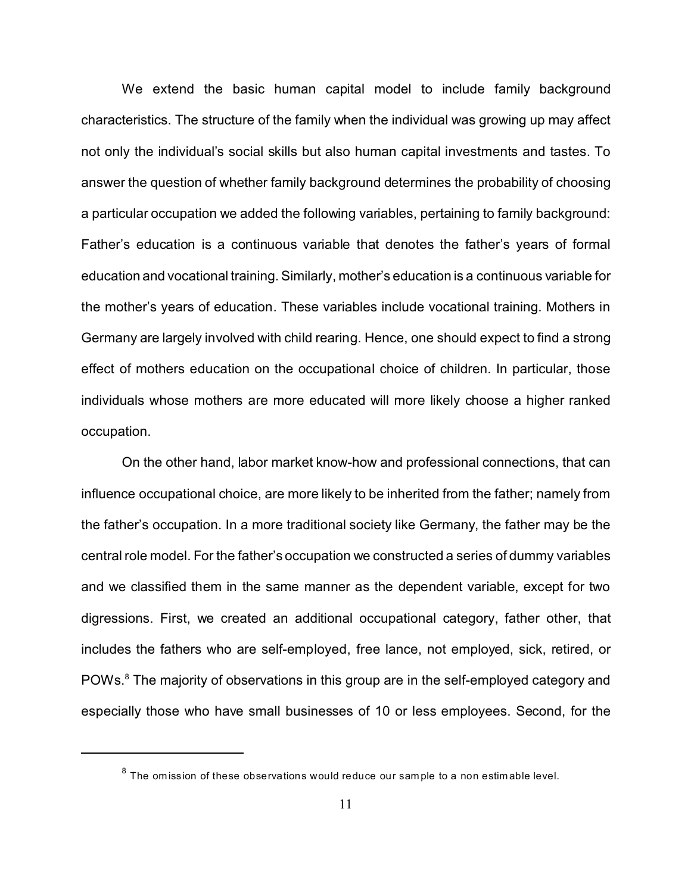We extend the basic human capital model to include family background characteristics. The structure of the family when the individual was growing up may affect not only the individual's social skills but also human capital investments and tastes. To answer the question of whether family background determines the probability of choosing a particular occupation we added the following variables, pertaining to family background: Father's education is a continuous variable that denotes the father's years of formal education and vocational training. Similarly, mother's education is a continuous variable for the mother's years of education. These variables include vocational training. Mothers in Germany are largely involved with child rearing. Hence, one should expect to find a strong effect of mothers education on the occupational choice of children. In particular, those individuals whose mothers are more educated will more likely choose a higher ranked occupation.

On the other hand, labor market know-how and professional connections, that can influence occupational choice, are more likely to be inherited from the father; namely from the father's occupation. In a more traditional society like Germany, the father may be the central role model. For the father's occupation we constructed a series of dummy variables and we classified them in the same manner as the dependent variable, except for two digressions. First, we created an additional occupational category, father other, that includes the fathers who are self-employed, free lance, not employed, sick, retired, or POWs.[8] The majority of observations in this group are in the self-employed category and especially those who have small businesses of 10 or less employees. Second, for the

[8] The omission of these observations would reduce our sample to a non estimable level.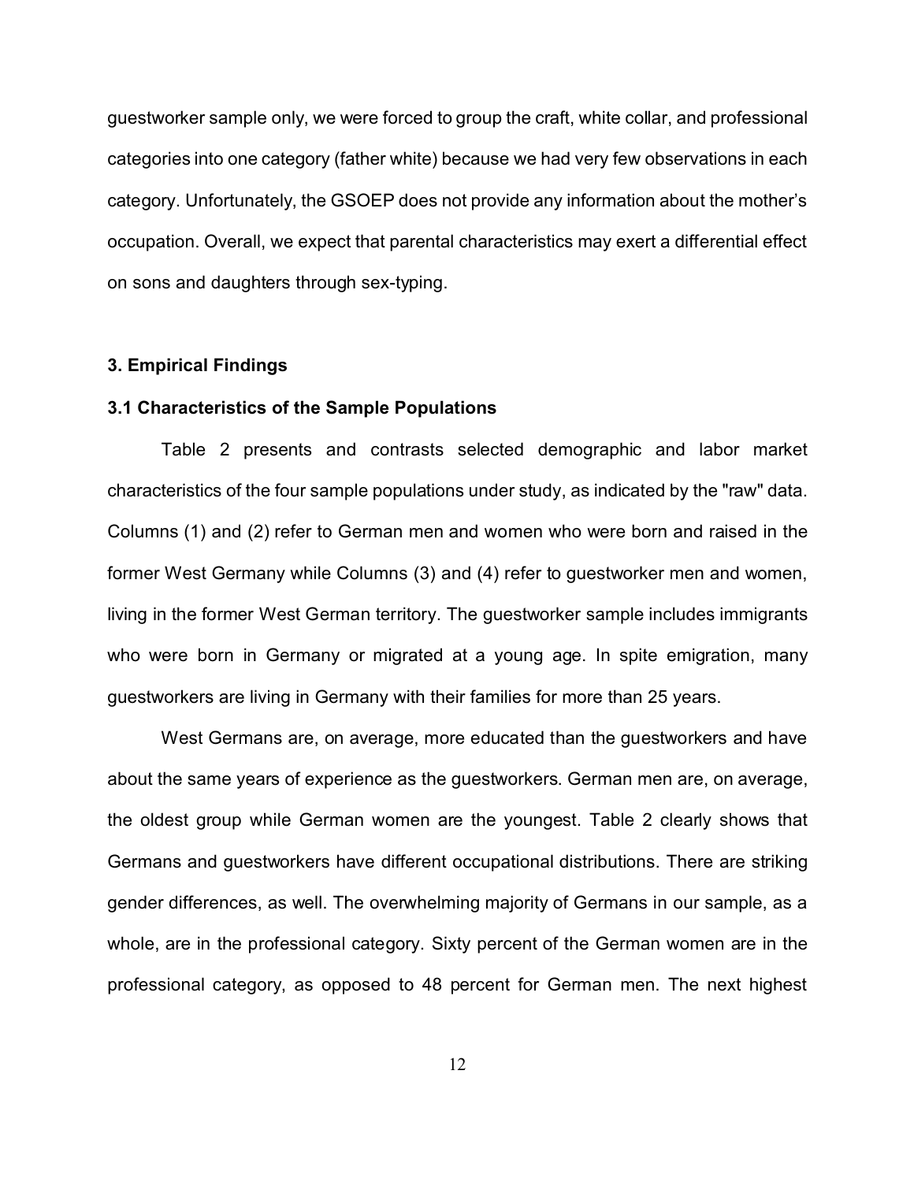guestworker sample only, we were forced to group the craft, white collar, and professional categories into one category (father white) because we had very few observations in each category. Unfortunately, the GSOEP does not provide any information about the mother's occupation. Overall, we expect that parental characteristics may exert a differential effect on sons and daughters through sex-typing.

## 3. Empirical Findings

### 3.1 Characteristics of the Sample Populations

Table 2 presents and contrasts selected demographic and labor market characteristics of the four sample populations under study, as indicated by the "raw" data. Columns (1) and (2) refer to German men and women who were born and raised in the former West Germany while Columns (3) and (4) refer to guestworker men and women, living in the former West German territory. The guestworker sample includes immigrants who were born in Germany or migrated at a young age. In spite emigration, many guestworkers are living in Germany with their families for more than 25 years.

West Germans are, on average, more educated than the guestworkers and have about the same years of experience as the guestworkers. German men are, on average, the oldest group while German women are the youngest. Table 2 clearly shows that Germans and guestworkers have different occupational distributions. There are striking gender differences, as well. The overwhelming majority of Germans in our sample, as a whole, are in the professional category. Sixty percent of the German women are in the professional category, as opposed to 48 percent for German men. The next highest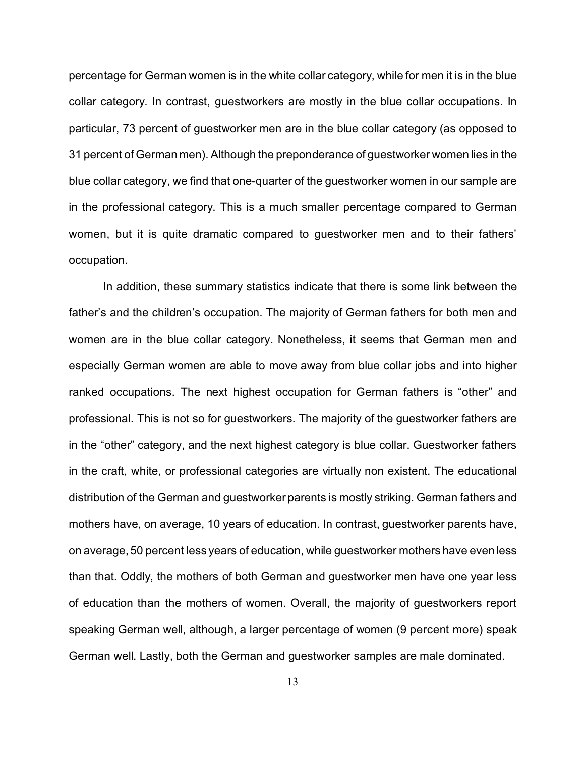percentage for German women is in the white collar category, while for men it is in the blue collar category. In contrast, guestworkers are mostly in the blue collar occupations. In particular, 73 percent of guestworker men are in the blue collar category (as opposed to 31 percent of German men). Although the preponderance of guestworker women lies in the blue collar category, we find that one-quarter of the guestworker women in our sample are in the professional category. This is a much smaller percentage compared to German women, but it is quite dramatic compared to guestworker men and to their fathers' occupation.

In addition, these summary statistics indicate that there is some link between the father's and the children's occupation. The majority of German fathers for both men and women are in the blue collar category. Nonetheless, it seems that German men and especially German women are able to move away from blue collar jobs and into higher ranked occupations. The next highest occupation for German fathers is "other" and professional. This is not so for guestworkers. The majority of the guestworker fathers are in the "other" category, and the next highest category is blue collar. Guestworker fathers in the craft, white, or professional categories are virtually non existent. The educational distribution of the German and guestworker parents is mostly striking. German fathers and mothers have, on average, 10 years of education. In contrast, guestworker parents have, on average, 50 percent less years of education, while guestworker mothers have even less than that. Oddly, the mothers of both German and guestworker men have one year less of education than the mothers of women. Overall, the majority of guestworkers report speaking German well, although, a larger percentage of women (9 percent more) speak German well. Lastly, both the German and guestworker samples are male dominated.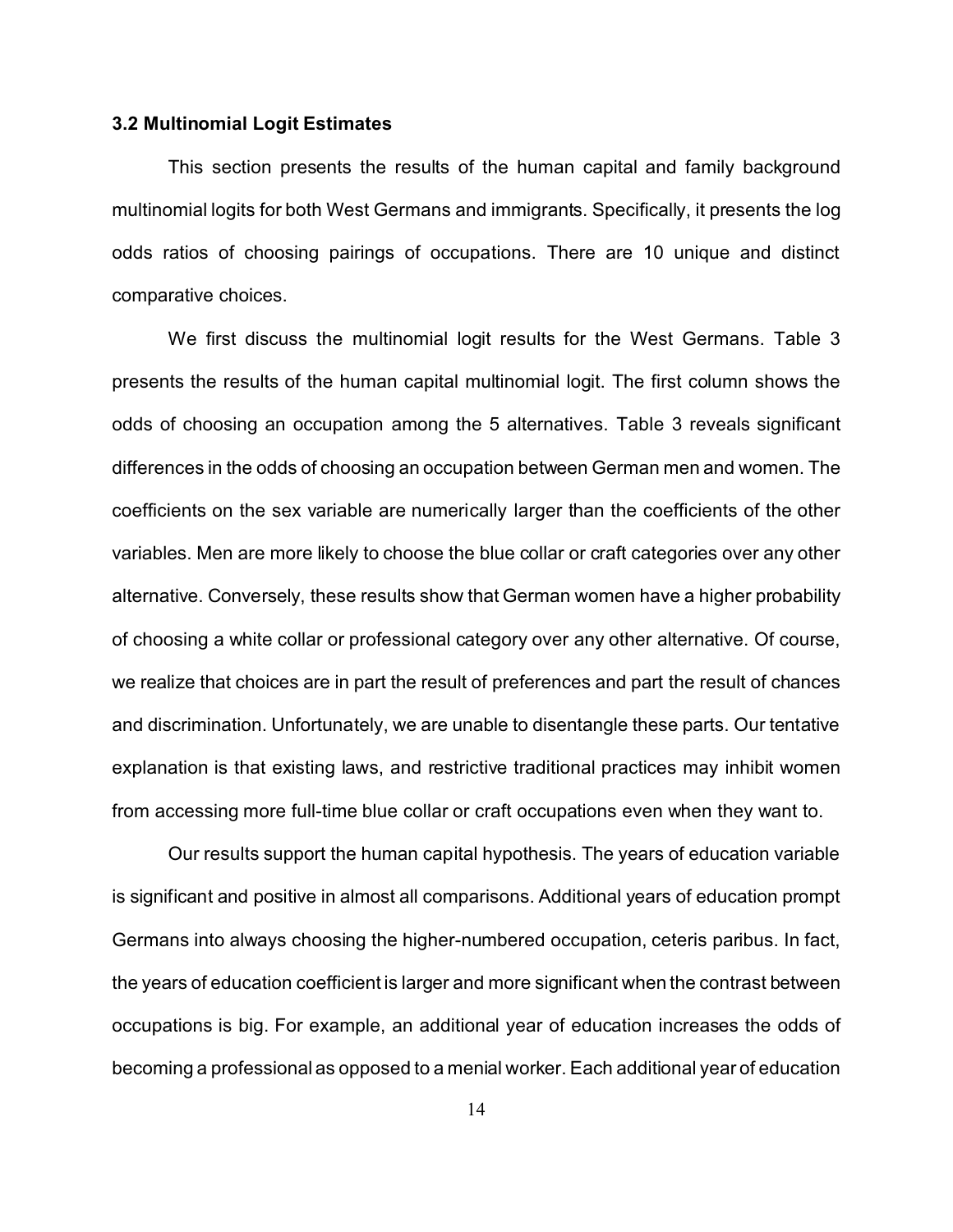### 3.2 Multinomial Logit Estimates

This section presents the results of the human capital and family background multinomial logits for both West Germans and immigrants. Specifically, it presents the log odds ratios of choosing pairings of occupations. There are 10 unique and distinct comparative choices.

We first discuss the multinomial logit results for the West Germans. Table 3 presents the results of the human capital multinomial logit. The first column shows the odds of choosing an occupation among the 5 alternatives. Table 3 reveals significant differences in the odds of choosing an occupation between German men and women. The coefficients on the sex variable are numerically larger than the coefficients of the other variables. Men are more likely to choose the blue collar or craft categories over any other alternative. Conversely, these results show that German women have a higher probability of choosing a white collar or professional category over any other alternative. Of course, we realize that choices are in part the result of preferences and part the result of chances and discrimination. Unfortunately, we are unable to disentangle these parts. Our tentative explanation is that existing laws, and restrictive traditional practices may inhibit women from accessing more full-time blue collar or craft occupations even when they want to.

Our results support the human capital hypothesis. The years of education variable is significant and positive in almost all comparisons. Additional years of education prompt Germans into always choosing the higher-numbered occupation, ceteris paribus. In fact, the years of education coefficient is larger and more significant when the contrast between occupations is big. For example, an additional year of education increases the odds of becoming a professional as opposed to a menial worker. Each additional year of education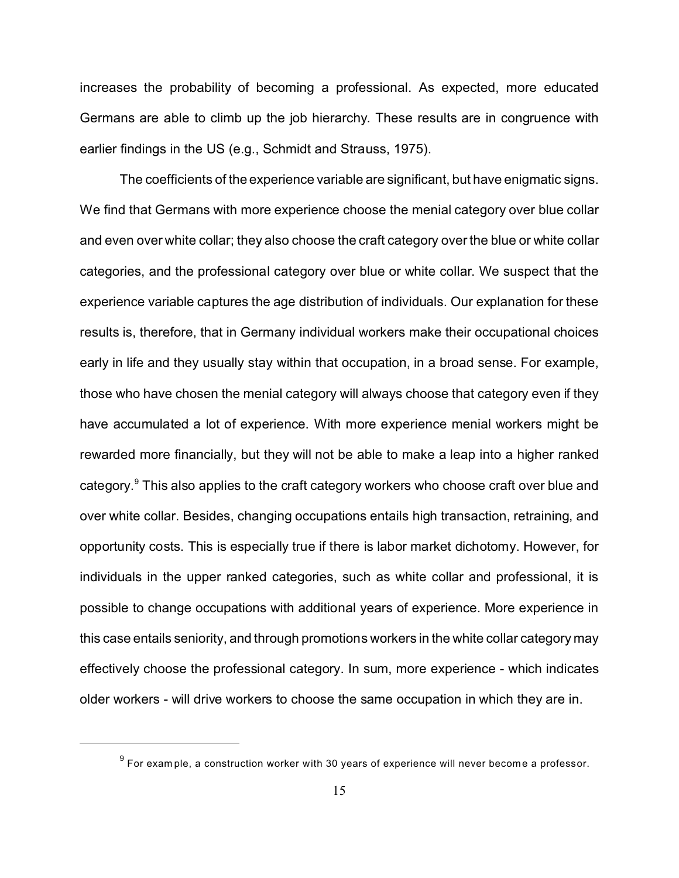increases the probability of becoming a professional. As expected, more educated Germans are able to climb up the job hierarchy. These results are in congruence with earlier findings in the US (e.g., Schmidt and Strauss, 1975).

The coefficients of the experience variable are significant, but have enigmatic signs. We find that Germans with more experience choose the menial category over blue collar and even over white collar; they also choose the craft category over the blue or white collar categories, and the professional category over blue or white collar. We suspect that the experience variable captures the age distribution of individuals. Our explanation for these results is, therefore, that in Germany individual workers make their occupational choices early in life and they usually stay within that occupation, in a broad sense. For example, those who have chosen the menial category will always choose that category even if they have accumulated a lot of experience. With more experience menial workers might be rewarded more financially, but they will not be able to make a leap into a higher ranked category.[9] This also applies to the craft category workers who choose craft over blue and over white collar. Besides, changing occupations entails high transaction, retraining, and opportunity costs. This is especially true if there is labor market dichotomy. However, for individuals in the upper ranked categories, such as white collar and professional, it is possible to change occupations with additional years of experience. More experience in this case entails seniority, and through promotions workers in the white collar category may effectively choose the professional category. In sum, more experience - which indicates older workers - will drive workers to choose the same occupation in which they are in.

---

[9] For example, a construction worker with 30 years of experience will never become a professor.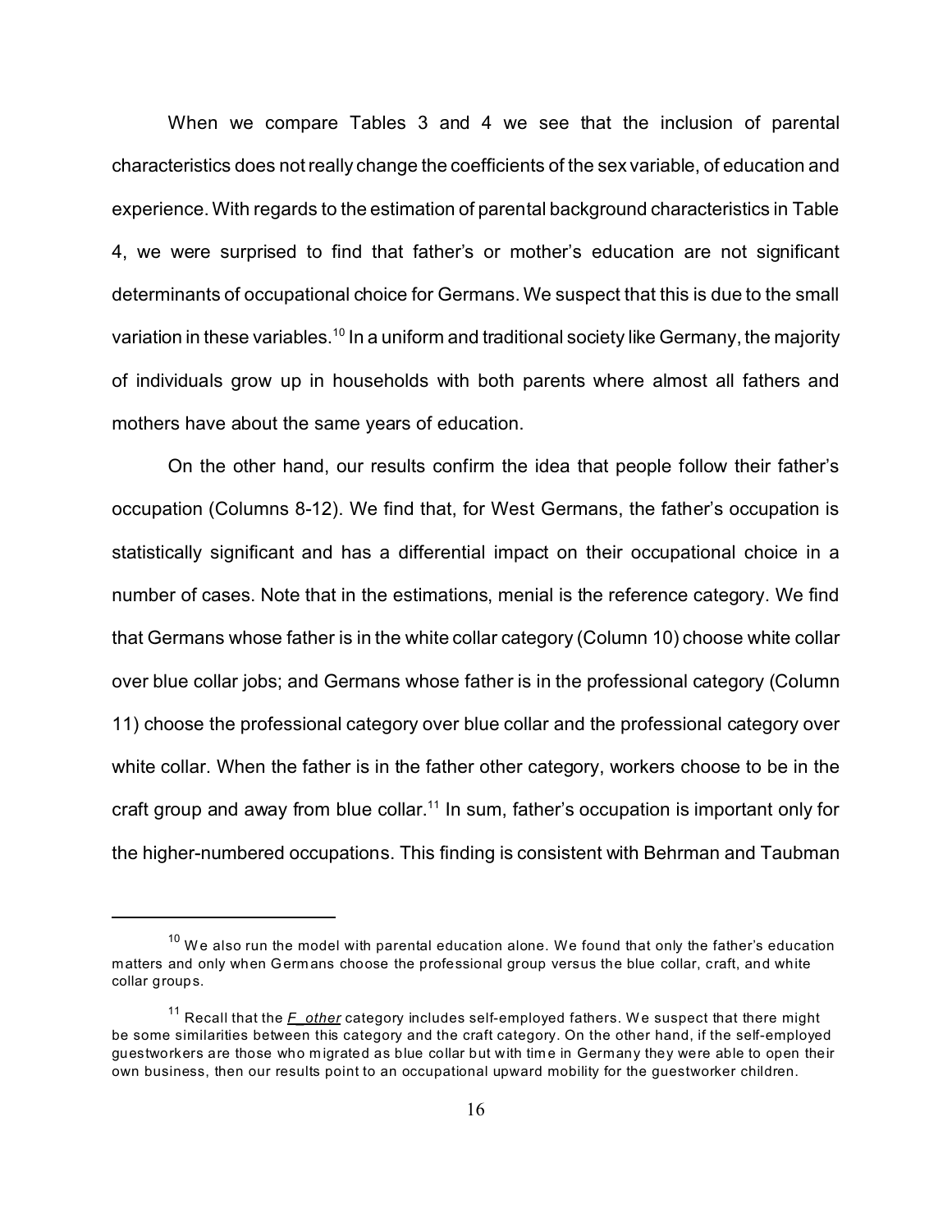When we compare Tables 3 and 4 we see that the inclusion of parental characteristics does not really change the coefficients of the sex variable, of education and experience. With regards to the estimation of parental background characteristics in Table 4, we were surprised to find that father's or mother's education are not significant determinants of occupational choice for Germans. We suspect that this is due to the small variation in these variables.[10] In a uniform and traditional society like Germany, the majority of individuals grow up in households with both parents where almost all fathers and mothers have about the same years of education.

On the other hand, our results confirm the idea that people follow their father's occupation (Columns 8-12). We find that, for West Germans, the father's occupation is statistically significant and has a differential impact on their occupational choice in a number of cases. Note that in the estimations, menial is the reference category. We find that Germans whose father is in the white collar category (Column 10) choose white collar over blue collar jobs; and Germans whose father is in the professional category (Column 11) choose the professional category over blue collar and the professional category over white collar. When the father is in the father other category, workers choose to be in the craft group and away from blue collar.[11] In sum, father's occupation is important only for the higher-numbered occupations. This finding is consistent with Behrman and Taubman

---

[10] We also run the model with parental education alone. We found that only the father's education matters and only when Germans choose the professional group versus the blue collar, craft, and white collar groups.

[11] Recall that the ***F_other*** category includes self-employed fathers. We suspect that there might be some similarities between this category and the craft category. On the other hand, if the self-employed guestworkers are those who migrated as blue collar but with time in Germany they were able to open their own business, then our results point to an occupational upward mobility for the guestworker children.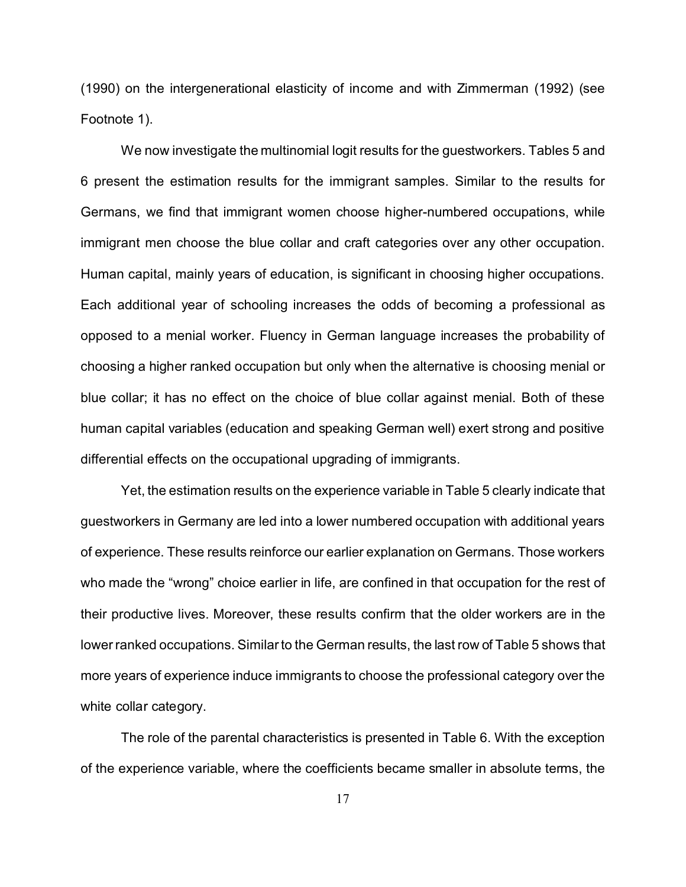(1990) on the intergenerational elasticity of income and with Zimmerman (1992) (see Footnote 1).

We now investigate the multinomial logit results for the guestworkers. Tables 5 and 6 present the estimation results for the immigrant samples. Similar to the results for Germans, we find that immigrant women choose higher-numbered occupations, while immigrant men choose the blue collar and craft categories over any other occupation. Human capital, mainly years of education, is significant in choosing higher occupations. Each additional year of schooling increases the odds of becoming a professional as opposed to a menial worker. Fluency in German language increases the probability of choosing a higher ranked occupation but only when the alternative is choosing menial or blue collar; it has no effect on the choice of blue collar against menial. Both of these human capital variables (education and speaking German well) exert strong and positive differential effects on the occupational upgrading of immigrants.

Yet, the estimation results on the experience variable in Table 5 clearly indicate that guestworkers in Germany are led into a lower numbered occupation with additional years of experience. These results reinforce our earlier explanation on Germans. Those workers who made the "wrong" choice earlier in life, are confined in that occupation for the rest of their productive lives. Moreover, these results confirm that the older workers are in the lower ranked occupations. Similar to the German results, the last row of Table 5 shows that more years of experience induce immigrants to choose the professional category over the white collar category.

The role of the parental characteristics is presented in Table 6. With the exception of the experience variable, where the coefficients became smaller in absolute terms, the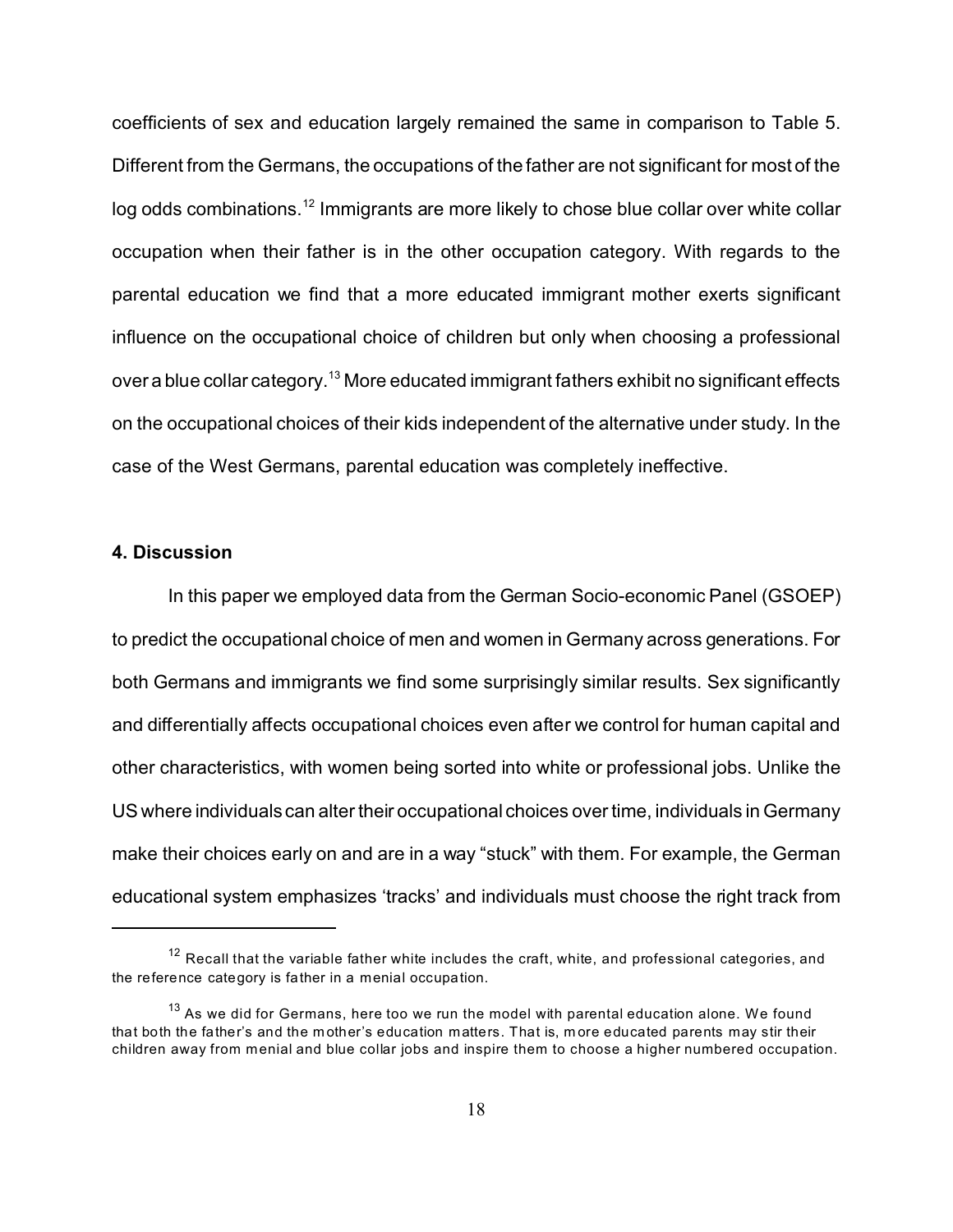coefficients of sex and education largely remained the same in comparison to Table 5. Different from the Germans, the occupations of the father are not significant for most of the log odds combinations.[12] Immigrants are more likely to chose blue collar over white collar occupation when their father is in the other occupation category. With regards to the parental education we find that a more educated immigrant mother exerts significant influence on the occupational choice of children but only when choosing a professional over a blue collar category.[13] More educated immigrant fathers exhibit no significant effects on the occupational choices of their kids independent of the alternative under study. In the case of the West Germans, parental education was completely ineffective.

### 4. Discussion

In this paper we employed data from the German Socio-economic Panel (GSOEP) to predict the occupational choice of men and women in Germany across generations. For both Germans and immigrants we find some surprisingly similar results. Sex significantly and differentially affects occupational choices even after we control for human capital and other characteristics, with women being sorted into white or professional jobs. Unlike the US where individuals can alter their occupational choices over time, individuals in Germany make their choices early on and are in a way "stuck" with them. For example, the German educational system emphasizes 'tracks' and individuals must choose the right track from

---

[12] Recall that the variable father white includes the craft, white, and professional categories, and the reference category is father in a menial occupation.

[13] As we did for Germans, here too we run the model with parental education alone. We found that both the father's and the mother's education matters. That is, more educated parents may stir their children away from menial and blue collar jobs and inspire them to choose a higher numbered occupation.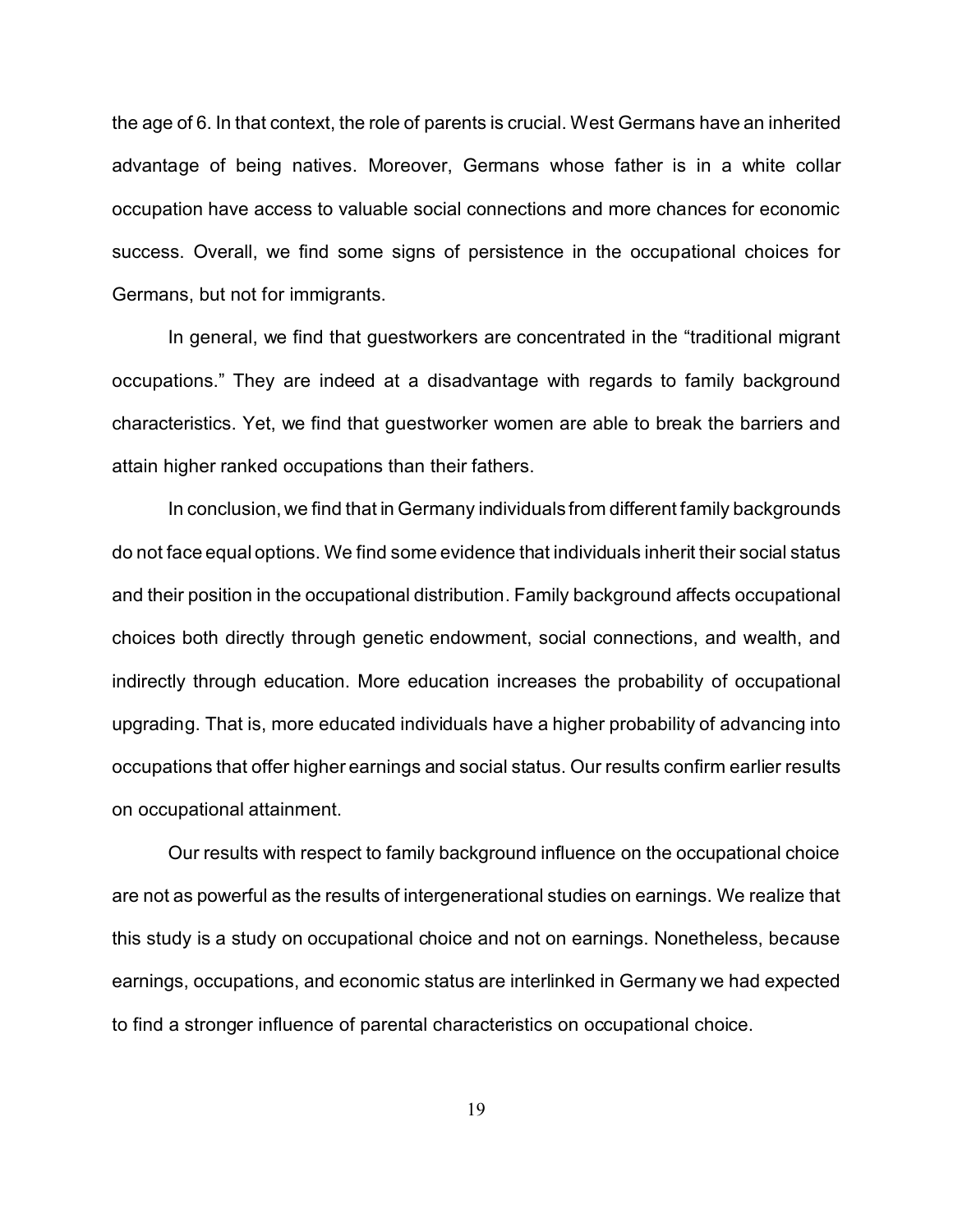the age of 6. In that context, the role of parents is crucial. West Germans have an inherited advantage of being natives. Moreover, Germans whose father is in a white collar occupation have access to valuable social connections and more chances for economic success. Overall, we find some signs of persistence in the occupational choices for Germans, but not for immigrants.

In general, we find that guestworkers are concentrated in the "traditional migrant occupations." They are indeed at a disadvantage with regards to family background characteristics. Yet, we find that guestworker women are able to break the barriers and attain higher ranked occupations than their fathers.

In conclusion, we find that in Germany individuals from different family backgrounds do not face equal options. We find some evidence that individuals inherit their social status and their position in the occupational distribution. Family background affects occupational choices both directly through genetic endowment, social connections, and wealth, and indirectly through education. More education increases the probability of occupational upgrading. That is, more educated individuals have a higher probability of advancing into occupations that offer higher earnings and social status. Our results confirm earlier results on occupational attainment.

Our results with respect to family background influence on the occupational choice are not as powerful as the results of intergenerational studies on earnings. We realize that this study is a study on occupational choice and not on earnings. Nonetheless, because earnings, occupations, and economic status are interlinked in Germany we had expected to find a stronger influence of parental characteristics on occupational choice.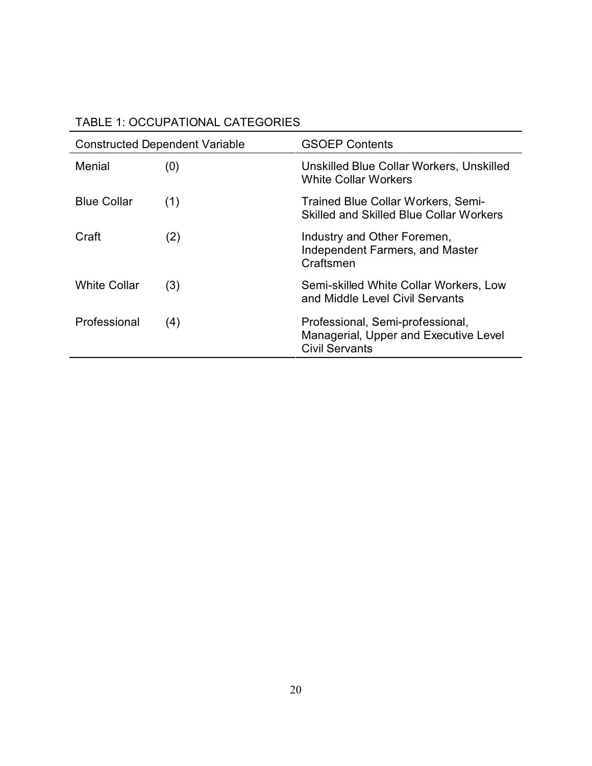TABLE 1: OCCUPATIONAL CATEGORIES

| Constructed Dependent Variable | | GSOEP Contents |
|---|---|---|
| Menial | (0) | Unskilled Blue Collar Workers, Unskilled White Collar Workers |
| Blue Collar | (1) | Trained Blue Collar Workers, Semi-Skilled and Skilled Blue Collar Workers |
| Craft | (2) | Industry and Other Foremen, Independent Farmers, and Master Craftsmen |
| White Collar | (3) | Semi-skilled White Collar Workers, Low and Middle Level Civil Servants |
| Professional | (4) | Professional, Semi-professional, Managerial, Upper and Executive Level Civil Servants |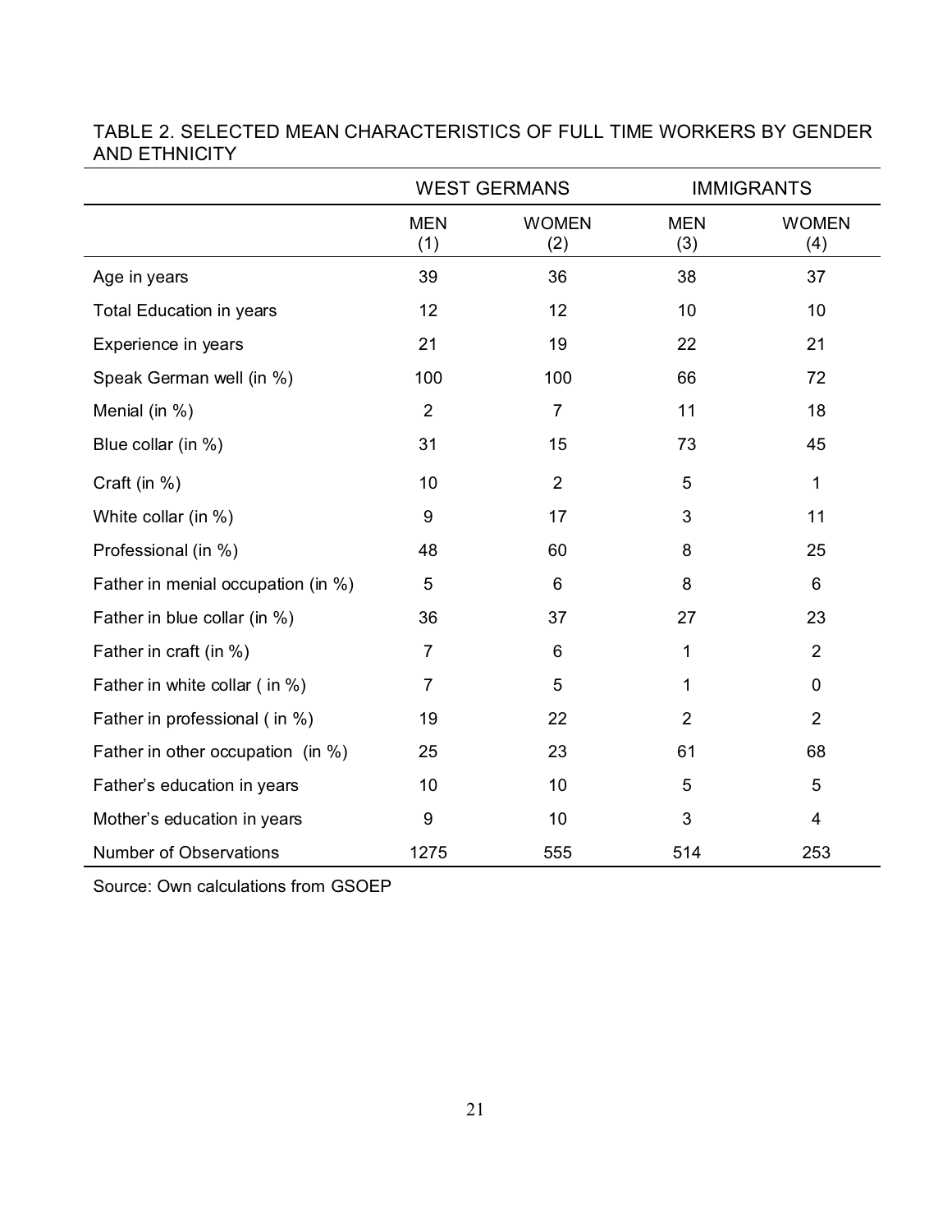TABLE 2. SELECTED MEAN CHARACTERISTICS OF FULL TIME WORKERS BY GENDER AND ETHNICITY

| | WEST GERMANS | | IMMIGRANTS | |
|---|---|---|---|---|
| | MEN (1) | WOMEN (2) | MEN (3) | WOMEN (4) |
| Age in years | 39 | 36 | 38 | 37 |
| Total Education in years | 12 | 12 | 10 | 10 |
| Experience in years | 21 | 19 | 22 | 21 |
| Speak German well (in %) | 100 | 100 | 66 | 72 |
| Menial (in %) | 2 | 7 | 11 | 18 |
| Blue collar (in %) | 31 | 15 | 73 | 45 |
| Craft (in %) | 10 | 2 | 5 | 1 |
| White collar (in %) | 9 | 17 | 3 | 11 |
| Professional (in %) | 48 | 60 | 8 | 25 |
| Father in menial occupation (in %) | 5 | 6 | 8 | 6 |
| Father in blue collar (in %) | 36 | 37 | 27 | 23 |
| Father in craft (in %) | 7 | 6 | 1 | 2 |
| Father in white collar ( in %) | 7 | 5 | 1 | 0 |
| Father in professional ( in %) | 19 | 22 | 2 | 2 |
| Father in other occupation (in %) | 25 | 23 | 61 | 68 |
| Father's education in years | 10 | 10 | 5 | 5 |
| Mother's education in years | 9 | 10 | 3 | 4 |
| Number of Observations | 1275 | 555 | 514 | 253 |

Source: Own calculations from GSOEP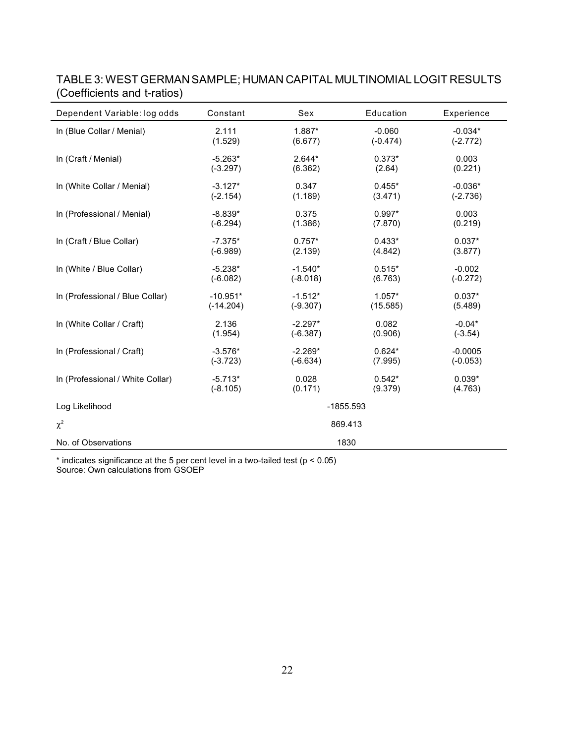TABLE 3: WEST GERMAN SAMPLE; HUMAN CAPITAL MULTINOMIAL LOGIT RESULTS (Coefficients and t-ratios)

| Dependent Variable: log odds | Constant | Sex | Education | Experience |
|---|---|---|---|---|
| ln (Blue Collar / Menial) | 2.111<br>(1.529) | 1.887*<br>(6.677) | -0.060<br>(-0.474) | -0.034*<br>(-2.772) |
| ln (Craft / Menial) | -5.263*<br>(-3.297) | 2.644*<br>(6.362) | 0.373*<br>(2.64) | 0.003<br>(0.221) |
| ln (White Collar / Menial) | -3.127*<br>(-2.154) | 0.347<br>(1.189) | 0.455*<br>(3.471) | -0.036*<br>(-2.736) |
| ln (Professional / Menial) | -8.839*<br>(-6.294) | 0.375<br>(1.386) | 0.997*<br>(7.870) | 0.003<br>(0.219) |
| ln (Craft / Blue Collar) | -7.375*<br>(-6.989) | 0.757*<br>(2.139) | 0.433*<br>(4.842) | 0.037*<br>(3.877) |
| ln (White / Blue Collar) | -5.238*<br>(-6.082) | -1.540*<br>(-8.018) | 0.515*<br>(6.763) | -0.002<br>(-0.272) |
| ln (Professional / Blue Collar) | -10.951*<br>(-14.204) | -1.512*<br>(-9.307) | 1.057*<br>(15.585) | 0.037*<br>(5.489) |
| ln (White Collar / Craft) | 2.136<br>(1.954) | -2.297*<br>(-6.387) | 0.082<br>(0.906) | -0.04*<br>(-3.54) |
| ln (Professional / Craft) | -3.576*<br>(-3.723) | -2.269*<br>(-6.634) | 0.624*<br>(7.995) | -0.0005<br>(-0.053) |
| ln (Professional / White Collar) | -5.713*<br>(-8.105) | 0.028<br>(0.171) | 0.542*<br>(9.379) | 0.039*<br>(4.763) |
| Log Likelihood | | -1855.593 | | |
| $\chi^2$ | | 869.413 | | |
| No. of Observations | | 1830 | | |

* indicates significance at the 5 per cent level in a two-tailed test ($p < 0.05$)
Source: Own calculations from GSOEP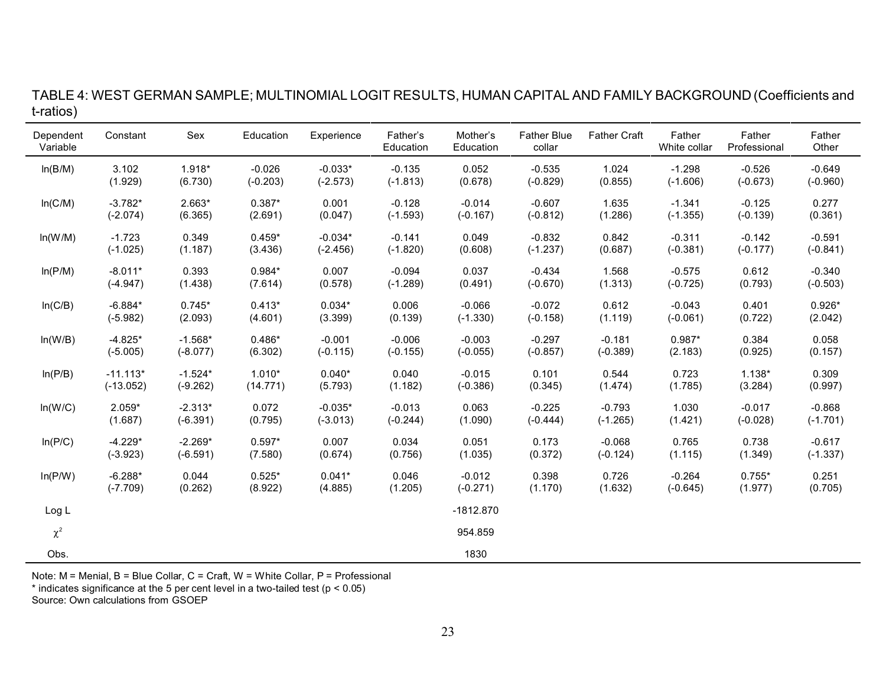TABLE 4: WEST GERMAN SAMPLE; MULTINOMIAL LOGIT RESULTS, HUMAN CAPITAL AND FAMILY BACKGROUND (Coefficients and t-ratios)

| Dependent Variable | Constant | Sex | Education | Experience | Father's Education | Mother's Education | Father Blue collar | Father Craft | Father White collar | Father Professional | Father Other |
|---|---|---|---|---|---|---|---|---|---|---|---|
| ln(B/M) | 3.102<br>(1.929) | 1.918*<br>(6.730) | -0.026<br>(-0.203) | -0.033*<br>(-2.573) | -0.135<br>(-1.813) | 0.052<br>(0.678) | -0.535<br>(-0.829) | 1.024<br>(0.855) | -1.298<br>(-1.606) | -0.526<br>(-0.673) | -0.649<br>(-0.960) |
| ln(C/M) | -3.782*<br>(-2.074) | 2.663*<br>(6.365) | 0.387*<br>(2.691) | 0.001<br>(0.047) | -0.128<br>(-1.593) | -0.014<br>(-0.167) | -0.607<br>(-0.812) | 1.635<br>(1.286) | -1.341<br>(-1.355) | -0.125<br>(-0.139) | 0.277<br>(0.361) |
| ln(W/M) | -1.723<br>(-1.025) | 0.349<br>(1.187) | 0.459*<br>(3.436) | -0.034*<br>(-2.456) | -0.141<br>(-1.820) | 0.049<br>(0.608) | -0.832<br>(-1.237) | 0.842<br>(0.687) | -0.311<br>(-0.381) | -0.142<br>(-0.177) | -0.591<br>(-0.841) |
| ln(P/M) | -8.011*<br>(-4.947) | 0.393<br>(1.438) | 0.984*<br>(7.614) | 0.007<br>(0.578) | -0.094<br>(-1.289) | 0.037<br>(0.491) | -0.434<br>(-0.670) | 1.568<br>(1.313) | -0.575<br>(-0.725) | 0.612<br>(0.793) | -0.340<br>(-0.503) |
| ln(C/B) | -6.884*<br>(-5.982) | 0.745*<br>(2.093) | 0.413*<br>(4.601) | 0.034*<br>(3.399) | 0.006<br>(0.139) | -0.066<br>(-1.330) | -0.072<br>(-0.158) | 0.612<br>(1.119) | -0.043<br>(-0.061) | 0.401<br>(0.722) | 0.926*<br>(2.042) |
| ln(W/B) | -4.825*<br>(-5.005) | -1.568*<br>(-8.077) | 0.486*<br>(6.302) | -0.001<br>(-0.115) | -0.006<br>(-0.155) | -0.003<br>(-0.055) | -0.297<br>(-0.857) | -0.181<br>(-0.389) | 0.987*<br>(2.183) | 0.384<br>(0.925) | 0.058<br>(0.157) |
| ln(P/B) | -11.113*<br>(-13.052) | -1.524*<br>(-9.262) | 1.010*<br>(14.771) | 0.040*<br>(5.793) | 0.040<br>(1.182) | -0.015<br>(-0.386) | 0.101<br>(0.345) | 0.544<br>(1.474) | 0.723<br>(1.785) | 1.138*<br>(3.284) | 0.309<br>(0.997) |
| ln(W/C) | 2.059*<br>(1.687) | -2.313*<br>(-6.391) | 0.072<br>(0.795) | -0.035*<br>(-3.013) | -0.013<br>(-0.244) | 0.063<br>(1.090) | -0.225<br>(-0.444) | -0.793<br>(-1.265) | 1.030<br>(1.421) | -0.017<br>(-0.028) | -0.868<br>(-1.701) |
| ln(P/C) | -4.229*<br>(-3.923) | -2.269*<br>(-6.591) | 0.597*<br>(7.580) | 0.007<br>(0.674) | 0.034<br>(0.756) | 0.051<br>(1.035) | 0.173<br>(0.372) | -0.068<br>(-0.124) | 0.765<br>(1.115) | 0.738<br>(1.349) | -0.617<br>(-1.337) |
| ln(P/W) | -6.288*<br>(-7.709) | 0.044<br>(0.262) | 0.525*<br>(8.922) | 0.041*<br>(4.885) | 0.046<br>(1.205) | -0.012<br>(-0.271) | 0.398<br>(1.170) | 0.726<br>(1.632) | -0.264<br>(-0.645) | 0.755*<br>(1.977) | 0.251<br>(0.705) |
| Log L | | | | | | -1812.870 | | | | | |
| $\chi^2$ | | | | | | 954.859 | | | | | |
| Obs. | | | | | | 1830 | | | | | |

Note: M = Menial, B = Blue Collar, C = Craft, W = White Collar, P = Professional
* indicates significance at the 5 per cent level in a two-tailed test ($p < 0.05$)
Source: Own calculations from GSOEP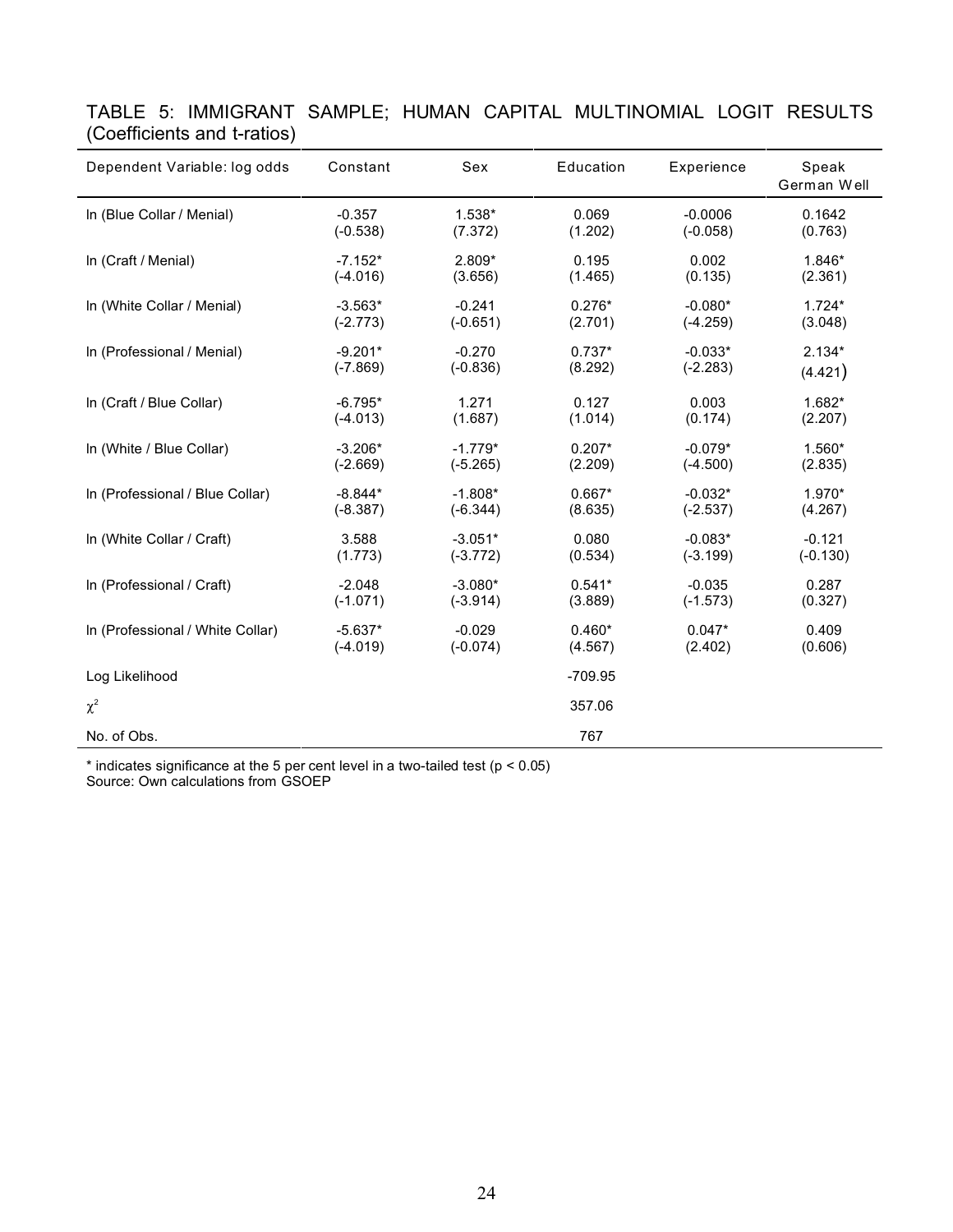TABLE 5: IMMIGRANT SAMPLE; HUMAN CAPITAL MULTINOMIAL LOGIT RESULTS (Coefficients and t-ratios)

| Dependent Variable: log odds | Constant | Sex | Education | Experience | Speak German Well |
|---|---|---|---|---|---|
| ln (Blue Collar / Menial) | -0.357<br>(-0.538) | 1.538*<br>(7.372) | 0.069<br>(1.202) | -0.0006<br>(-0.058) | 0.1642<br>(0.763) |
| ln (Craft / Menial) | -7.152*<br>(-4.016) | 2.809*<br>(3.656) | 0.195<br>(1.465) | 0.002<br>(0.135) | 1.846*<br>(2.361) |
| ln (White Collar / Menial) | -3.563*<br>(-2.773) | -0.241<br>(-0.651) | 0.276*<br>(2.701) | -0.080*<br>(-4.259) | 1.724*<br>(3.048) |
| ln (Professional / Menial) | -9.201*<br>(-7.869) | -0.270<br>(-0.836) | 0.737*<br>(8.292) | -0.033*<br>(-2.283) | 2.134*<br>(4.421) |
| ln (Craft / Blue Collar) | -6.795*<br>(-4.013) | 1.271<br>(1.687) | 0.127<br>(1.014) | 0.003<br>(0.174) | 1.682*<br>(2.207) |
| ln (White / Blue Collar) | -3.206*<br>(-2.669) | -1.779*<br>(-5.265) | 0.207*<br>(2.209) | -0.079*<br>(-4.500) | 1.560*<br>(2.835) |
| ln (Professional / Blue Collar) | -8.844*<br>(-8.387) | -1.808*<br>(-6.344) | 0.667*<br>(8.635) | -0.032*<br>(-2.537) | 1.970*<br>(4.267) |
| ln (White Collar / Craft) | 3.588<br>(1.773) | -3.051*<br>(-3.772) | 0.080<br>(0.534) | -0.083*<br>(-3.199) | -0.121<br>(-0.130) |
| ln (Professional / Craft) | -2.048<br>(-1.071) | -3.080*<br>(-3.914) | 0.541*<br>(3.889) | -0.035<br>(-1.573) | 0.287<br>(0.327) |
| ln (Professional / White Collar) | -5.637*<br>(-4.019) | -0.029<br>(-0.074) | 0.460*<br>(4.567) | 0.047*<br>(2.402) | 0.409<br>(0.606) |
| Log Likelihood | | | -709.95 | | |
| $\chi^2$ | | | 357.06 | | |
| No. of Obs. | | | 767 | | |

* indicates significance at the 5 per cent level in a two-tailed test ($p < 0.05$)
Source: Own calculations from GSOEP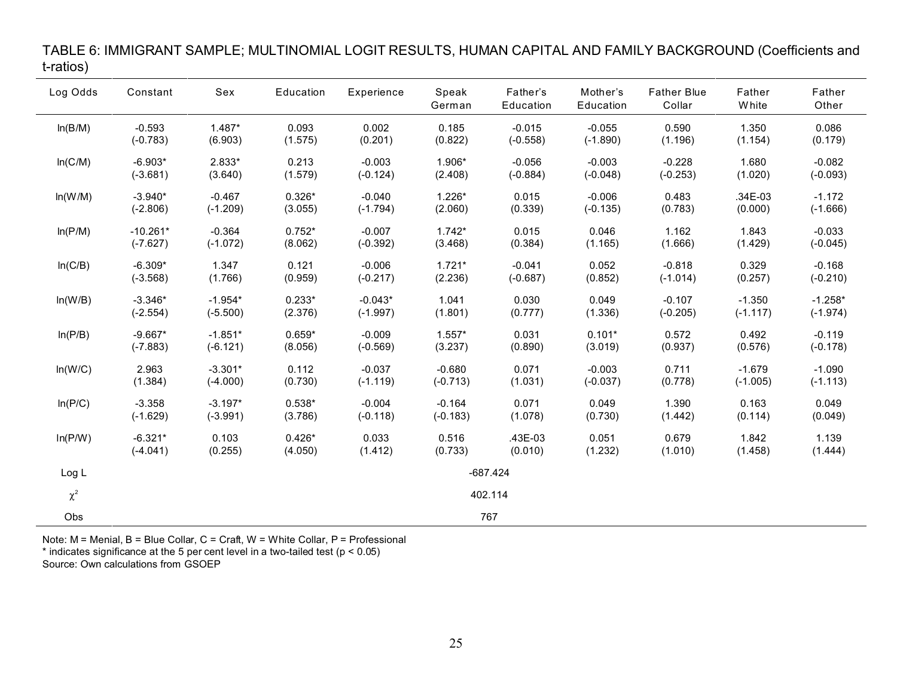TABLE 6: IMMIGRANT SAMPLE; MULTINOMIAL LOGIT RESULTS, HUMAN CAPITAL AND FAMILY BACKGROUND (Coefficients and t-ratios)

| Log Odds | Constant | Sex | Education | Experience | Speak German | Father's Education | Mother's Education | Father Blue Collar | Father White | Father Other |
|---|---|---|---|---|---|---|---|---|---|---|
| ln(B/M) | -0.593 | 1.487* | 0.093 | 0.002 | 0.185 | -0.015 | -0.055 | 0.590 | 1.350 | 0.086 |
| | (-0.783) | (6.903) | (1.575) | (0.201) | (0.822) | (-0.558) | (-1.890) | (1.196) | (1.154) | (0.179) |
| ln(C/M) | -6.903* | 2.833* | 0.213 | -0.003 | 1.906* | -0.056 | -0.003 | -0.228 | 1.680 | -0.082 |
| | (-3.681) | (3.640) | (1.579) | (-0.124) | (2.408) | (-0.884) | (-0.048) | (-0.253) | (1.020) | (-0.093) |
| ln(W/M) | -3.940* | -0.467 | 0.326* | -0.040 | 1.226* | 0.015 | -0.006 | 0.483 | .34E-03 | -1.172 |
| | (-2.806) | (-1.209) | (3.055) | (-1.794) | (2.060) | (0.339) | (-0.135) | (0.783) | (0.000) | (-1.666) |
| ln(P/M) | -10.261* | -0.364 | 0.752* | -0.007 | 1.742* | 0.015 | 0.046 | 1.162 | 1.843 | -0.033 |
| | (-7.627) | (-1.072) | (8.062) | (-0.392) | (3.468) | (0.384) | (1.165) | (1.666) | (1.429) | (-0.045) |
| ln(C/B) | -6.309* | 1.347 | 0.121 | -0.006 | 1.721* | -0.041 | 0.052 | -0.818 | 0.329 | -0.168 |
| | (-3.568) | (1.766) | (0.959) | (-0.217) | (2.236) | (-0.687) | (0.852) | (-1.014) | (0.257) | (-0.210) |
| ln(W/B) | -3.346* | -1.954* | 0.233* | -0.043* | 1.041 | 0.030 | 0.049 | -0.107 | -1.350 | -1.258* |
| | (-2.554) | (-5.500) | (2.376) | (-1.997) | (1.801) | (0.777) | (1.336) | (-0.205) | (-1.117) | (-1.974) |
| ln(P/B) | -9.667* | -1.851* | 0.659* | -0.009 | 1.557* | 0.031 | 0.101* | 0.572 | 0.492 | -0.119 |
| | (-7.883) | (-6.121) | (8.056) | (-0.569) | (3.237) | (0.890) | (3.019) | (0.937) | (0.576) | (-0.178) |
| ln(W/C) | 2.963 | -3.301* | 0.112 | -0.037 | -0.680 | 0.071 | -0.003 | 0.711 | -1.679 | -1.090 |
| | (1.384) | (-4.000) | (0.730) | (-1.119) | (-0.713) | (1.031) | (-0.037) | (0.778) | (-1.005) | (-1.113) |
| ln(P/C) | -3.358 | -3.197* | 0.538* | -0.004 | -0.164 | 0.071 | 0.049 | 1.390 | 0.163 | 0.049 |
| | (-1.629) | (-3.991) | (3.786) | (-0.118) | (-0.183) | (1.078) | (0.730) | (1.442) | (0.114) | (0.049) |
| ln(P/W) | -6.321* | 0.103 | 0.426* | 0.033 | 0.516 | .43E-03 | 0.051 | 0.679 | 1.842 | 1.139 |
| | (-4.041) | (0.255) | (4.050) | (1.412) | (0.733) | (0.010) | (1.232) | (1.010) | (1.458) | (1.444) |
| Log L | | | | | -687.424 | | | | | |
| $\chi^2$ | | | | | 402.114 | | | | | |
| Obs | | | | | 767 | | | | | |

Note: M = Menial, B = Blue Collar, C = Craft, W = White Collar, P = Professional
* indicates significance at the 5 per cent level in a two-tailed test ($p < 0.05$)
Source: Own calculations from GSOEP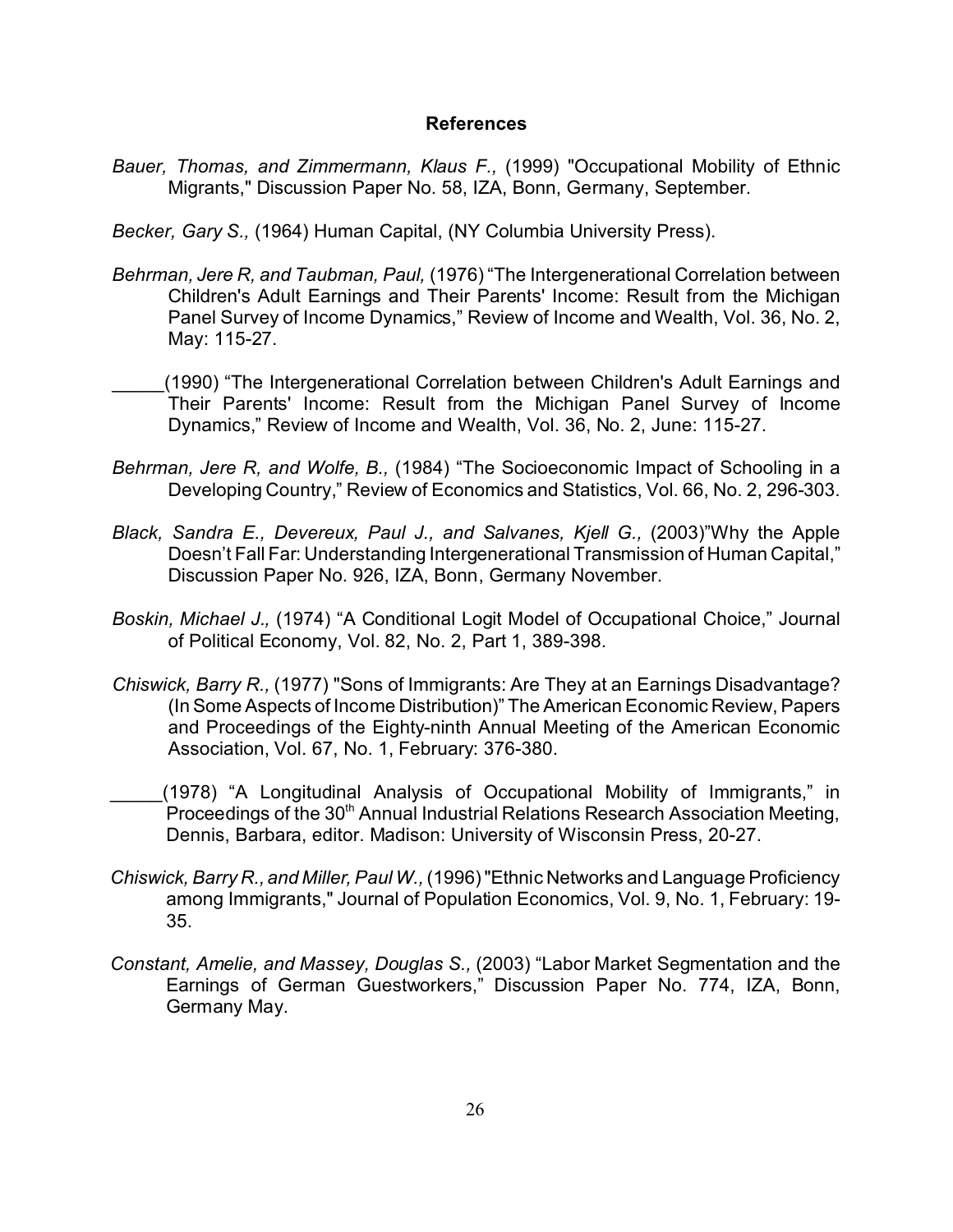## References

*Bauer, Thomas, and Zimmermann, Klaus F.,* (1999) "Occupational Mobility of Ethnic Migrants," Discussion Paper No. 58, IZA, Bonn, Germany, September.

*Becker, Gary S.,* (1964) Human Capital, (NY Columbia University Press).

*Behrman, Jere R, and Taubman, Paul,* (1976) "The Intergenerational Correlation between Children's Adult Earnings and Their Parents' Income: Result from the Michigan Panel Survey of Income Dynamics," Review of Income and Wealth, Vol. 36, No. 2, May: 115-27.

_____(1990) "The Intergenerational Correlation between Children's Adult Earnings and Their Parents' Income: Result from the Michigan Panel Survey of Income Dynamics," Review of Income and Wealth, Vol. 36, No. 2, June: 115-27.

*Behrman, Jere R, and Wolfe, B.,* (1984) "The Socioeconomic Impact of Schooling in a Developing Country," Review of Economics and Statistics, Vol. 66, No. 2, 296-303.

*Black, Sandra E., Devereux, Paul J., and Salvanes, Kjell G.,* (2003)"Why the Apple Doesn't Fall Far: Understanding Intergenerational Transmission of Human Capital," Discussion Paper No. 926, IZA, Bonn, Germany November.

*Boskin, Michael J.,* (1974) "A Conditional Logit Model of Occupational Choice," Journal of Political Economy, Vol. 82, No. 2, Part 1, 389-398.

*Chiswick, Barry R.,* (1977) "Sons of Immigrants: Are They at an Earnings Disadvantage? (In Some Aspects of Income Distribution)" The American Economic Review, Papers and Proceedings of the Eighty-ninth Annual Meeting of the American Economic Association, Vol. 67, No. 1, February: 376-380.

_____(1978) "A Longitudinal Analysis of Occupational Mobility of Immigrants," in Proceedings of the 30th Annual Industrial Relations Research Association Meeting, Dennis, Barbara, editor. Madison: University of Wisconsin Press, 20-27.

*Chiswick, Barry R., and Miller, Paul W.,* (1996) "Ethnic Networks and Language Proficiency among Immigrants," Journal of Population Economics, Vol. 9, No. 1, February: 19-35.

*Constant, Amelie, and Massey, Douglas S.,* (2003) "Labor Market Segmentation and the Earnings of German Guestworkers," Discussion Paper No. 774, IZA, Bonn, Germany May.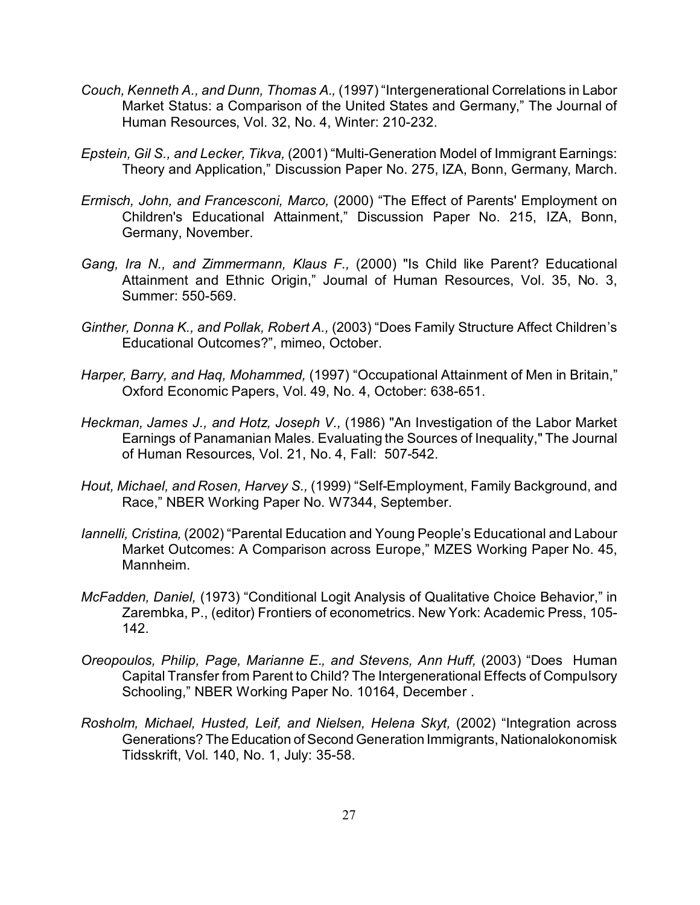*Couch, Kenneth A., and Dunn, Thomas A.,* (1997) "Intergenerational Correlations in Labor Market Status: a Comparison of the United States and Germany," The Journal of Human Resources, Vol. 32, No. 4, Winter: 210-232.

*Epstein, Gil S., and Lecker, Tikva,* (2001) "Multi-Generation Model of Immigrant Earnings: Theory and Application," Discussion Paper No. 275, IZA, Bonn, Germany, March.

*Ermisch, John, and Francesconi, Marco,* (2000) "The Effect of Parents' Employment on Children's Educational Attainment," Discussion Paper No. 215, IZA, Bonn, Germany, November.

*Gang, Ira N., and Zimmermann, Klaus F.,* (2000) "Is Child like Parent? Educational Attainment and Ethnic Origin," Journal of Human Resources, Vol. 35, No. 3, Summer: 550-569.

*Ginther, Donna K., and Pollak, Robert A.,* (2003) "Does Family Structure Affect Children's Educational Outcomes?", mimeo, October.

*Harper, Barry, and Haq, Mohammed,* (1997) "Occupational Attainment of Men in Britain," Oxford Economic Papers, Vol. 49, No. 4, October: 638-651.

*Heckman, James J., and Hotz, Joseph V.,* (1986) "An Investigation of the Labor Market Earnings of Panamanian Males. Evaluating the Sources of Inequality," The Journal of Human Resources, Vol. 21, No. 4, Fall: 507-542.

*Hout, Michael, and Rosen, Harvey S.,* (1999) "Self-Employment, Family Background, and Race," NBER Working Paper No. W7344, September.

*Iannelli, Cristina,* (2002) "Parental Education and Young People's Educational and Labour Market Outcomes: A Comparison across Europe," MZES Working Paper No. 45, Mannheim.

*McFadden, Daniel,* (1973) "Conditional Logit Analysis of Qualitative Choice Behavior," in Zarembka, P., (editor) Frontiers of econometrics. New York: Academic Press, 105-142.

*Oreopoulos, Philip, Page, Marianne E., and Stevens, Ann Huff,* (2003) "Does Human Capital Transfer from Parent to Child? The Intergenerational Effects of Compulsory Schooling," NBER Working Paper No. 10164, December .

*Rosholm, Michael, Husted, Leif, and Nielsen, Helena Skyt,* (2002) "Integration across Generations? The Education of Second Generation Immigrants, Nationalokonomisk Tidsskrift, Vol. 140, No. 1, July: 35-58.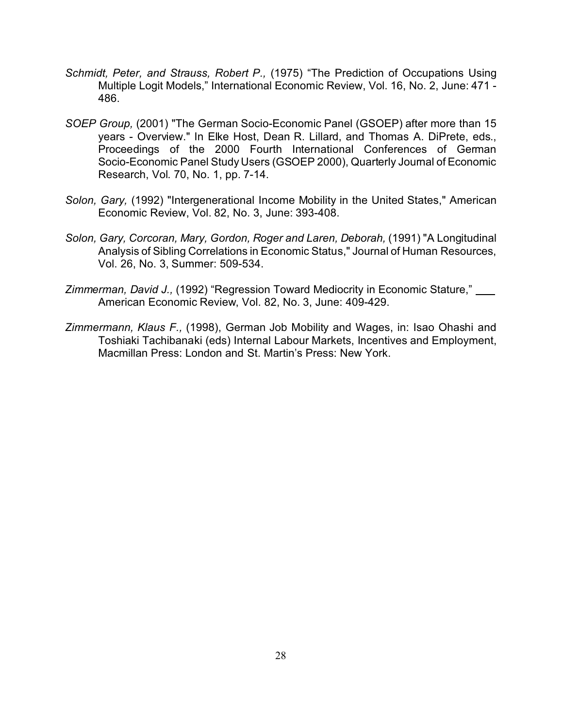*Schmidt, Peter, and Strauss, Robert P.,* (1975) "The Prediction of Occupations Using Multiple Logit Models," International Economic Review, Vol. 16, No. 2, June: 471 - 486.

*SOEP Group,* (2001) "The German Socio-Economic Panel (GSOEP) after more than 15 years - Overview." In Elke Host, Dean R. Lillard, and Thomas A. DiPrete, eds., Proceedings of the 2000 Fourth International Conferences of German Socio-Economic Panel Study Users (GSOEP 2000), Quarterly Journal of Economic Research, Vol. 70, No. 1, pp. 7-14.

*Solon, Gary,* (1992) "Intergenerational Income Mobility in the United States," American Economic Review, Vol. 82, No. 3, June: 393-408.

*Solon, Gary, Corcoran, Mary, Gordon, Roger and Laren, Deborah,* (1991) "A Longitudinal Analysis of Sibling Correlations in Economic Status," Journal of Human Resources, Vol. 26, No. 3, Summer: 509-534.

*Zimmerman, David J.,* (1992) "Regression Toward Mediocrity in Economic Stature," ___ American Economic Review, Vol. 82, No. 3, June: 409-429.

*Zimmermann, Klaus F.,* (1998), German Job Mobility and Wages, in: Isao Ohashi and Toshiaki Tachibanaki (eds) Internal Labour Markets, Incentives and Employment, Macmillan Press: London and St. Martin's Press: New York.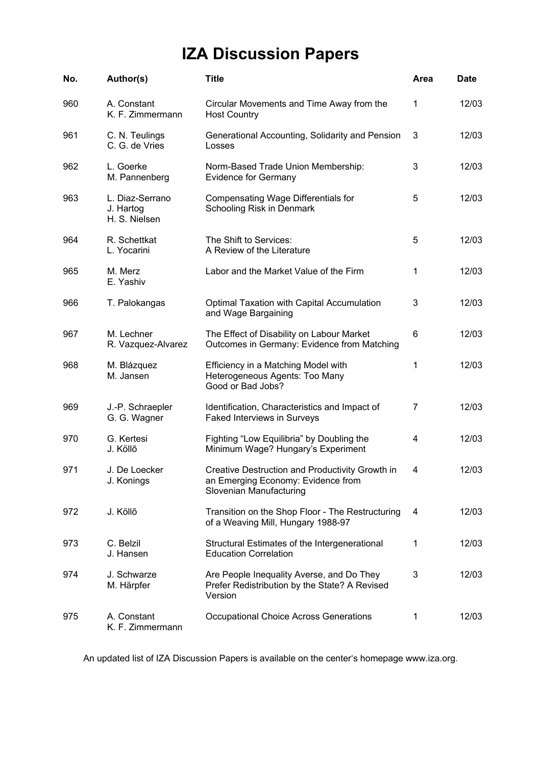# IZA Discussion Papers

| No. | Author(s) | Title | Area | Date |
|---|---|---|---|---|
| 960 | A. Constant<br>K. F. Zimmermann | Circular Movements and Time Away from the Host Country | 1 | 12/03 |
| 961 | C. N. Teulings<br>C. G. de Vries | Generational Accounting, Solidarity and Pension Losses | 3 | 12/03 |
| 962 | L. Goerke<br>M. Pannenberg | Norm-Based Trade Union Membership: Evidence for Germany | 3 | 12/03 |
| 963 | L. Diaz-Serrano<br>J. Hartog<br>H. S. Nielsen | Compensating Wage Differentials for Schooling Risk in Denmark | 5 | 12/03 |
| 964 | R. Schettkat<br>L. Yocarini | The Shift to Services: A Review of the Literature | 5 | 12/03 |
| 965 | M. Merz<br>E. Yashiv | Labor and the Market Value of the Firm | 1 | 12/03 |
| 966 | T. Palokangas | Optimal Taxation with Capital Accumulation and Wage Bargaining | 3 | 12/03 |
| 967 | M. Lechner<br>R. Vazquez-Alvarez | The Effect of Disability on Labour Market Outcomes in Germany: Evidence from Matching | 6 | 12/03 |
| 968 | M. Blázquez<br>M. Jansen | Efficiency in a Matching Model with Heterogeneous Agents: Too Many Good or Bad Jobs? | 1 | 12/03 |
| 969 | J.-P. Schraepler<br>G. G. Wagner | Identification, Characteristics and Impact of Faked Interviews in Surveys | 7 | 12/03 |
| 970 | G. Kertesi<br>J. Köllõ | Fighting "Low Equilibria" by Doubling the Minimum Wage? Hungary's Experiment | 4 | 12/03 |
| 971 | J. De Loecker<br>J. Konings | Creative Destruction and Productivity Growth in an Emerging Economy: Evidence from Slovenian Manufacturing | 4 | 12/03 |
| 972 | J. Köllõ | Transition on the Shop Floor - The Restructuring of a Weaving Mill, Hungary 1988-97 | 4 | 12/03 |
| 973 | C. Belzil<br>J. Hansen | Structural Estimates of the Intergenerational Education Correlation | 1 | 12/03 |
| 974 | J. Schwarze<br>M. Härpfer | Are People Inequality Averse, and Do They Prefer Redistribution by the State? A Revised Version | 3 | 12/03 |
| 975 | A. Constant<br>K. F. Zimmermann | Occupational Choice Across Generations | 1 | 12/03 |

An updated list of IZA Discussion Papers is available on the center's homepage www.iza.org.